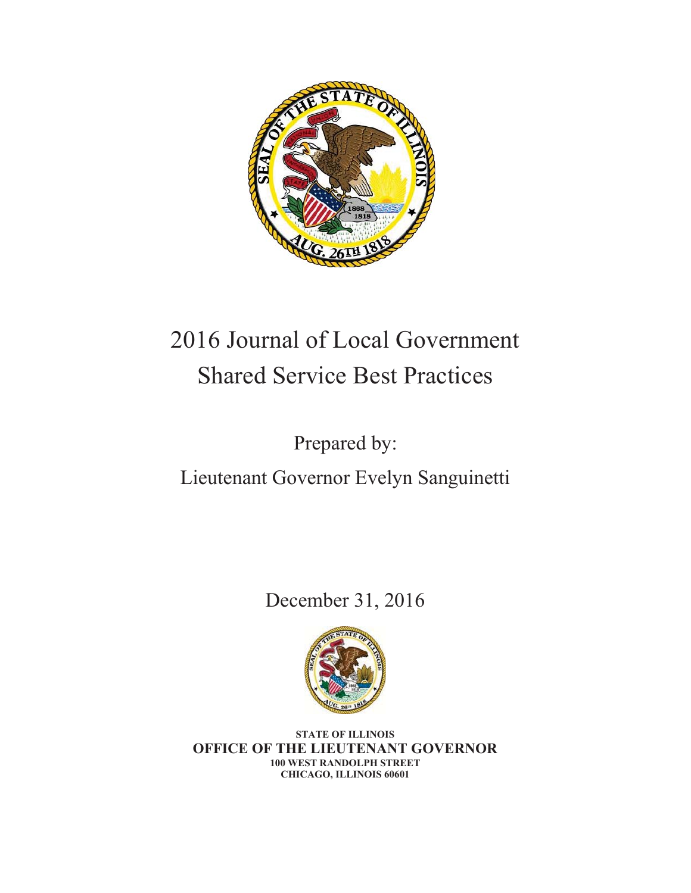# 2016 Journal of Local Government Shared Service Best Practices

Prepared by:

Lieutenant Governor Evelyn Sanguinetti

December 31, 2016

**STATE OF ILLINOIS**
**OFFICE OF THE LIEUTENANT GOVERNOR**
**100 WEST RANDOLPH STREET**
**CHICAGO, ILLINOIS 60601**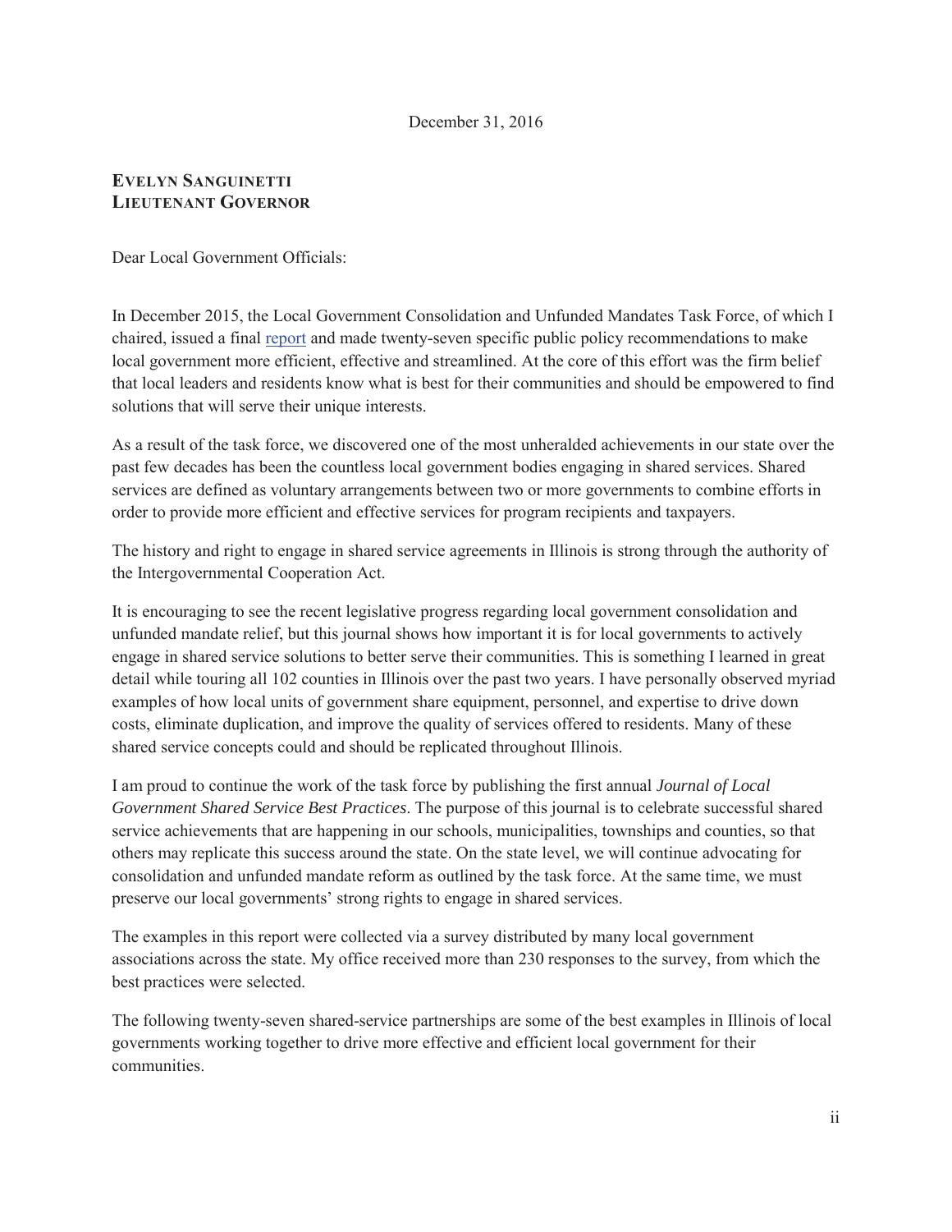December 31, 2016

**EVELYN SANGUINETTI**
**LIEUTENANT GOVERNOR**

Dear Local Government Officials:

In December 2015, the Local Government Consolidation and Unfunded Mandates Task Force, of which I chaired, issued a final report and made twenty-seven specific public policy recommendations to make local government more efficient, effective and streamlined. At the core of this effort was the firm belief that local leaders and residents know what is best for their communities and should be empowered to find solutions that will serve their unique interests.

As a result of the task force, we discovered one of the most unheralded achievements in our state over the past few decades has been the countless local government bodies engaging in shared services. Shared services are defined as voluntary arrangements between two or more governments to combine efforts in order to provide more efficient and effective services for program recipients and taxpayers.

The history and right to engage in shared service agreements in Illinois is strong through the authority of the Intergovernmental Cooperation Act.

It is encouraging to see the recent legislative progress regarding local government consolidation and unfunded mandate relief, but this journal shows how important it is for local governments to actively engage in shared service solutions to better serve their communities. This is something I learned in great detail while touring all 102 counties in Illinois over the past two years. I have personally observed myriad examples of how local units of government share equipment, personnel, and expertise to drive down costs, eliminate duplication, and improve the quality of services offered to residents. Many of these shared service concepts could and should be replicated throughout Illinois.

I am proud to continue the work of the task force by publishing the first annual *Journal of Local Government Shared Service Best Practices*. The purpose of this journal is to celebrate successful shared service achievements that are happening in our schools, municipalities, townships and counties, so that others may replicate this success around the state. On the state level, we will continue advocating for consolidation and unfunded mandate reform as outlined by the task force. At the same time, we must preserve our local governments' strong rights to engage in shared services.

The examples in this report were collected via a survey distributed by many local government associations across the state. My office received more than 230 responses to the survey, from which the best practices were selected.

The following twenty-seven shared-service partnerships are some of the best examples in Illinois of local governments working together to drive more effective and efficient local government for their communities.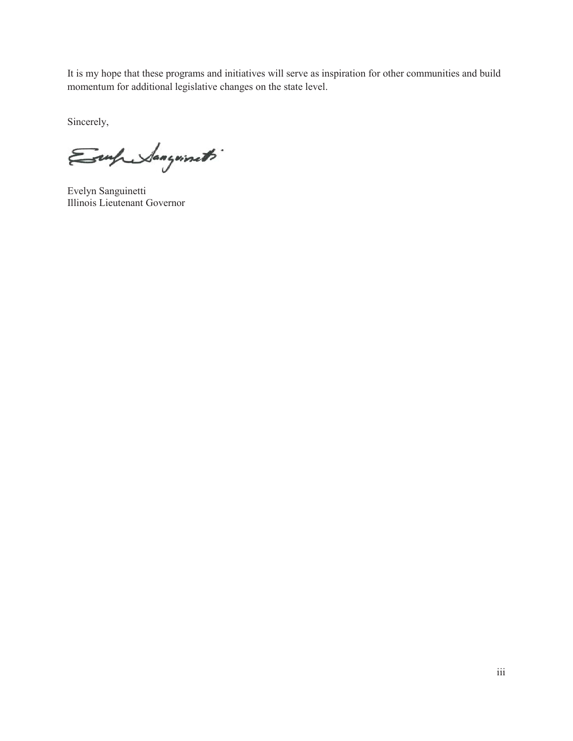It is my hope that these programs and initiatives will serve as inspiration for other communities and build momentum for additional legislative changes on the state level.

Sincerely,

Evelyn Sanguinetti
Illinois Lieutenant Governor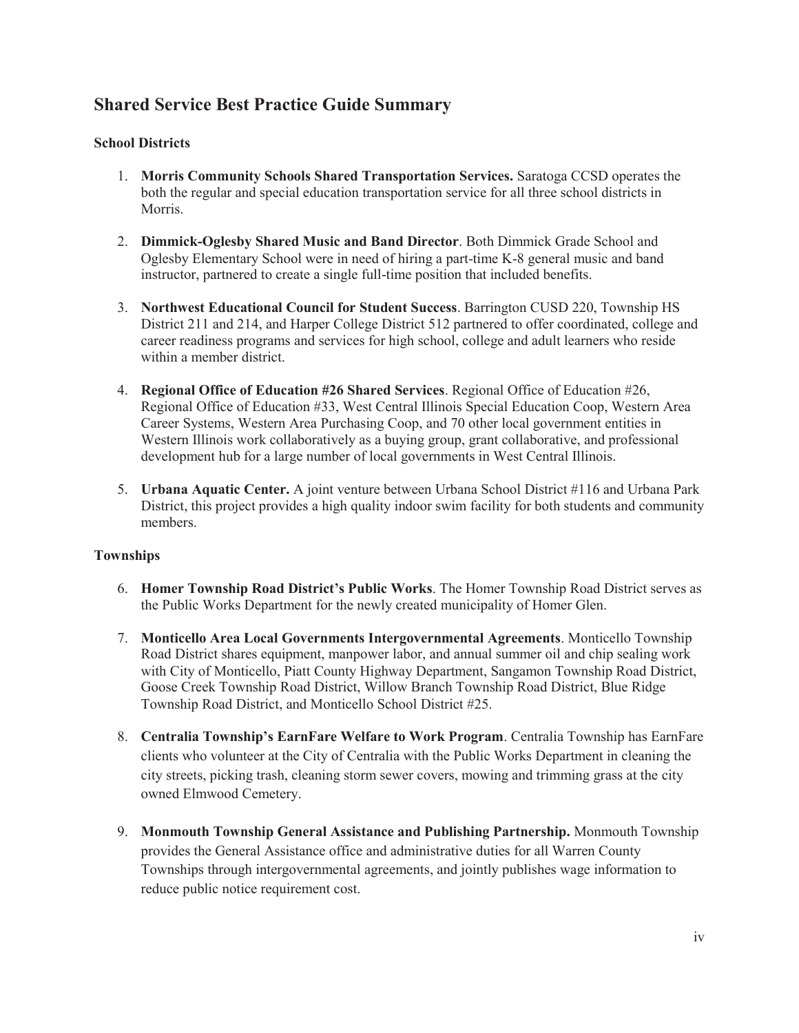## Shared Service Best Practice Guide Summary

### School Districts

1. **Morris Community Schools Shared Transportation Services.** Saratoga CCSD operates the both the regular and special education transportation service for all three school districts in Morris.

2. **Dimmick-Oglesby Shared Music and Band Director**. Both Dimmick Grade School and Oglesby Elementary School were in need of hiring a part-time K-8 general music and band instructor, partnered to create a single full-time position that included benefits.

3. **Northwest Educational Council for Student Success**. Barrington CUSD 220, Township HS District 211 and 214, and Harper College District 512 partnered to offer coordinated, college and career readiness programs and services for high school, college and adult learners who reside within a member district.

4. **Regional Office of Education #26 Shared Services**. Regional Office of Education #26, Regional Office of Education #33, West Central Illinois Special Education Coop, Western Area Career Systems, Western Area Purchasing Coop, and 70 other local government entities in Western Illinois work collaboratively as a buying group, grant collaborative, and professional development hub for a large number of local governments in West Central Illinois.

5. **Urbana Aquatic Center.** A joint venture between Urbana School District #116 and Urbana Park District, this project provides a high quality indoor swim facility for both students and community members.

### Townships

6. **Homer Township Road District's Public Works**. The Homer Township Road District serves as the Public Works Department for the newly created municipality of Homer Glen.

7. **Monticello Area Local Governments Intergovernmental Agreements**. Monticello Township Road District shares equipment, manpower labor, and annual summer oil and chip sealing work with City of Monticello, Piatt County Highway Department, Sangamon Township Road District, Goose Creek Township Road District, Willow Branch Township Road District, Blue Ridge Township Road District, and Monticello School District #25.

8. **Centralia Township's EarnFare Welfare to Work Program**. Centralia Township has EarnFare clients who volunteer at the City of Centralia with the Public Works Department in cleaning the city streets, picking trash, cleaning storm sewer covers, mowing and trimming grass at the city owned Elmwood Cemetery.

9. **Monmouth Township General Assistance and Publishing Partnership.** Monmouth Township provides the General Assistance office and administrative duties for all Warren County Townships through intergovernmental agreements, and jointly publishes wage information to reduce public notice requirement cost.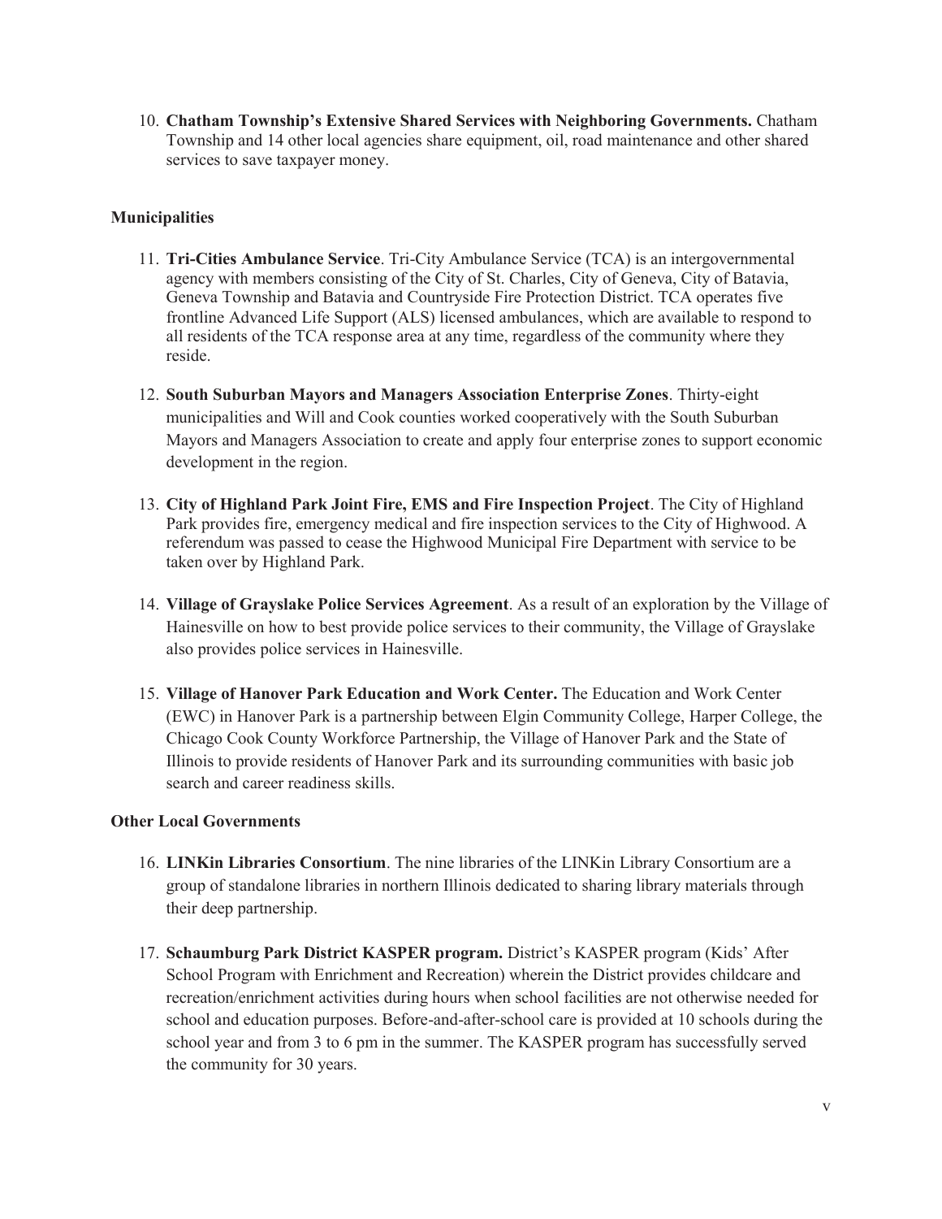10. **Chatham Township's Extensive Shared Services with Neighboring Governments.** Chatham Township and 14 other local agencies share equipment, oil, road maintenance and other shared services to save taxpayer money.

**Municipalities**

11. **Tri-Cities Ambulance Service**. Tri-City Ambulance Service (TCA) is an intergovernmental agency with members consisting of the City of St. Charles, City of Geneva, City of Batavia, Geneva Township and Batavia and Countryside Fire Protection District. TCA operates five frontline Advanced Life Support (ALS) licensed ambulances, which are available to respond to all residents of the TCA response area at any time, regardless of the community where they reside.

12. **South Suburban Mayors and Managers Association Enterprise Zones**. Thirty-eight municipalities and Will and Cook counties worked cooperatively with the South Suburban Mayors and Managers Association to create and apply four enterprise zones to support economic development in the region.

13. **City of Highland Park Joint Fire, EMS and Fire Inspection Project**. The City of Highland Park provides fire, emergency medical and fire inspection services to the City of Highwood. A referendum was passed to cease the Highwood Municipal Fire Department with service to be taken over by Highland Park.

14. **Village of Grayslake Police Services Agreement**. As a result of an exploration by the Village of Hainesville on how to best provide police services to their community, the Village of Grayslake also provides police services in Hainesville.

15. **Village of Hanover Park Education and Work Center.** The Education and Work Center (EWC) in Hanover Park is a partnership between Elgin Community College, Harper College, the Chicago Cook County Workforce Partnership, the Village of Hanover Park and the State of Illinois to provide residents of Hanover Park and its surrounding communities with basic job search and career readiness skills.

**Other Local Governments**

16. **LINKin Libraries Consortium**. The nine libraries of the LINKin Library Consortium are a group of standalone libraries in northern Illinois dedicated to sharing library materials through their deep partnership.

17. **Schaumburg Park District KASPER program.** District's KASPER program (Kids' After School Program with Enrichment and Recreation) wherein the District provides childcare and recreation/enrichment activities during hours when school facilities are not otherwise needed for school and education purposes. Before-and-after-school care is provided at 10 schools during the school year and from 3 to 6 pm in the summer. The KASPER program has successfully served the community for 30 years.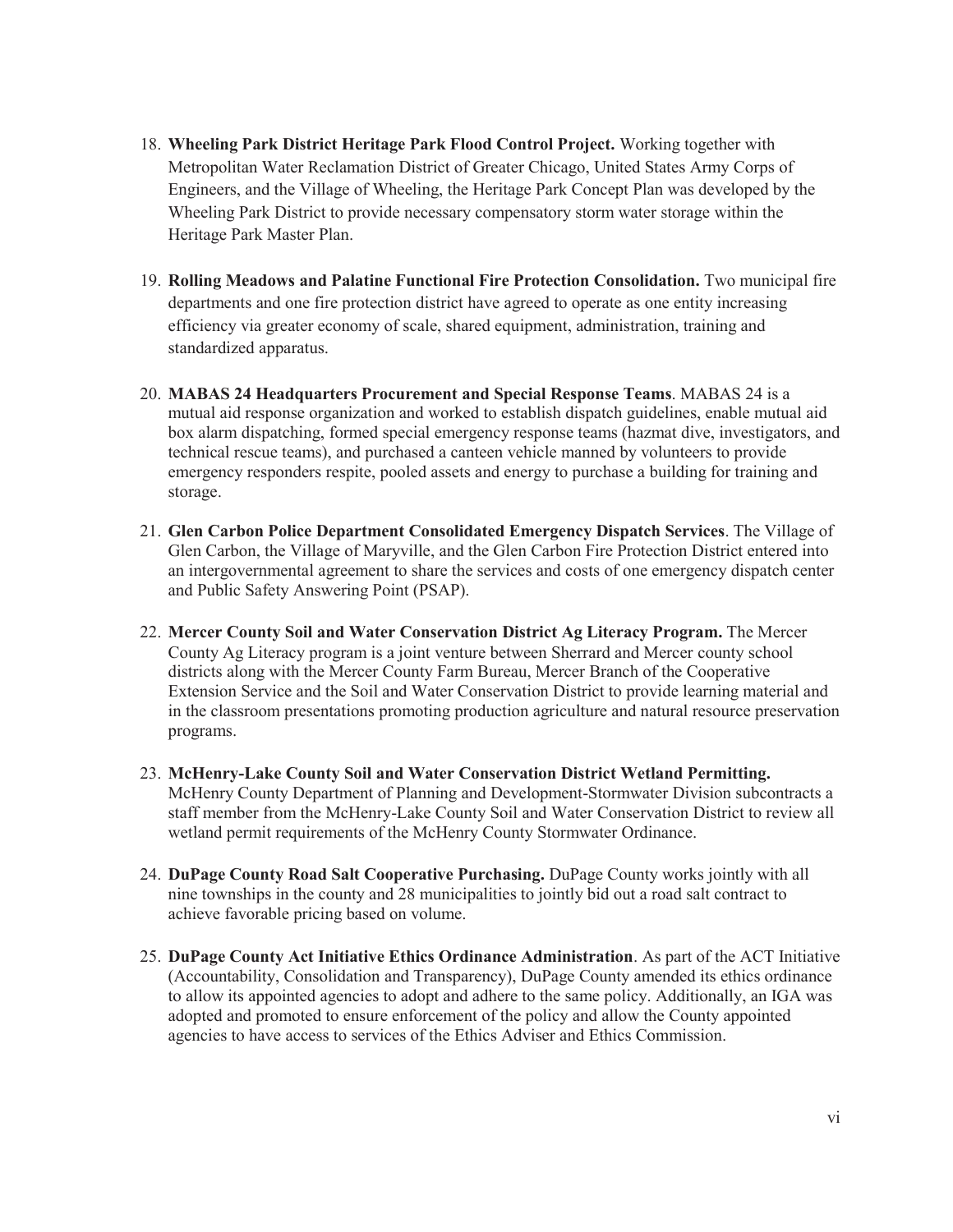18. **Wheeling Park District Heritage Park Flood Control Project.** Working together with Metropolitan Water Reclamation District of Greater Chicago, United States Army Corps of Engineers, and the Village of Wheeling, the Heritage Park Concept Plan was developed by the Wheeling Park District to provide necessary compensatory storm water storage within the Heritage Park Master Plan.

19. **Rolling Meadows and Palatine Functional Fire Protection Consolidation.** Two municipal fire departments and one fire protection district have agreed to operate as one entity increasing efficiency via greater economy of scale, shared equipment, administration, training and standardized apparatus.

20. **MABAS 24 Headquarters Procurement and Special Response Teams**. MABAS 24 is a mutual aid response organization and worked to establish dispatch guidelines, enable mutual aid box alarm dispatching, formed special emergency response teams (hazmat dive, investigators, and technical rescue teams), and purchased a canteen vehicle manned by volunteers to provide emergency responders respite, pooled assets and energy to purchase a building for training and storage.

21. **Glen Carbon Police Department Consolidated Emergency Dispatch Services**. The Village of Glen Carbon, the Village of Maryville, and the Glen Carbon Fire Protection District entered into an intergovernmental agreement to share the services and costs of one emergency dispatch center and Public Safety Answering Point (PSAP).

22. **Mercer County Soil and Water Conservation District Ag Literacy Program.** The Mercer County Ag Literacy program is a joint venture between Sherrard and Mercer county school districts along with the Mercer County Farm Bureau, Mercer Branch of the Cooperative Extension Service and the Soil and Water Conservation District to provide learning material and in the classroom presentations promoting production agriculture and natural resource preservation programs.

23. **McHenry-Lake County Soil and Water Conservation District Wetland Permitting.** McHenry County Department of Planning and Development-Stormwater Division subcontracts a staff member from the McHenry-Lake County Soil and Water Conservation District to review all wetland permit requirements of the McHenry County Stormwater Ordinance.

24. **DuPage County Road Salt Cooperative Purchasing.** DuPage County works jointly with all nine townships in the county and 28 municipalities to jointly bid out a road salt contract to achieve favorable pricing based on volume.

25. **DuPage County Act Initiative Ethics Ordinance Administration**. As part of the ACT Initiative (Accountability, Consolidation and Transparency), DuPage County amended its ethics ordinance to allow its appointed agencies to adopt and adhere to the same policy. Additionally, an IGA was adopted and promoted to ensure enforcement of the policy and allow the County appointed agencies to have access to services of the Ethics Adviser and Ethics Commission.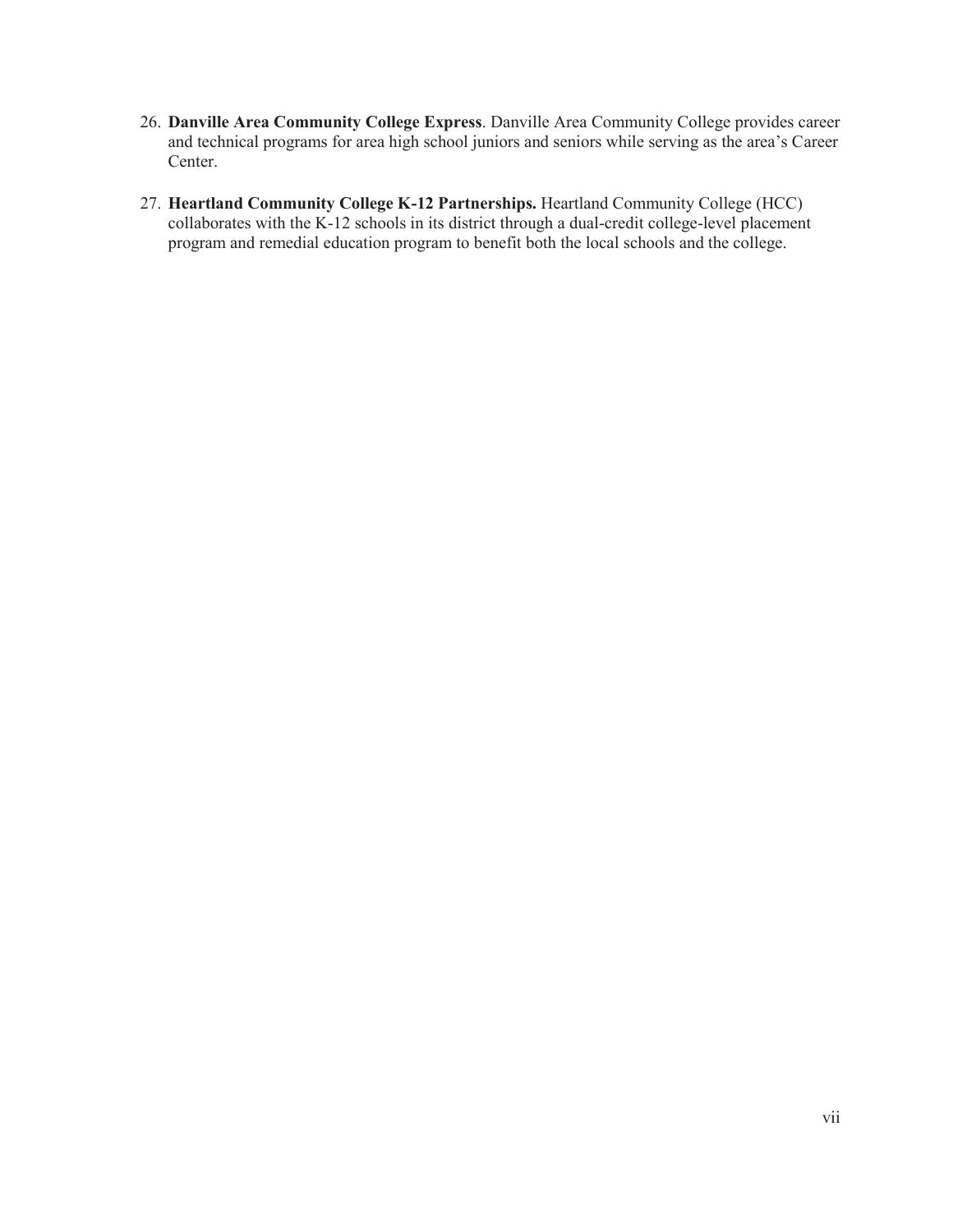26. **Danville Area Community College Express**. Danville Area Community College provides career and technical programs for area high school juniors and seniors while serving as the area's Career Center.

27. **Heartland Community College K-12 Partnerships.** Heartland Community College (HCC) collaborates with the K-12 schools in its district through a dual-credit college-level placement program and remedial education program to benefit both the local schools and the college.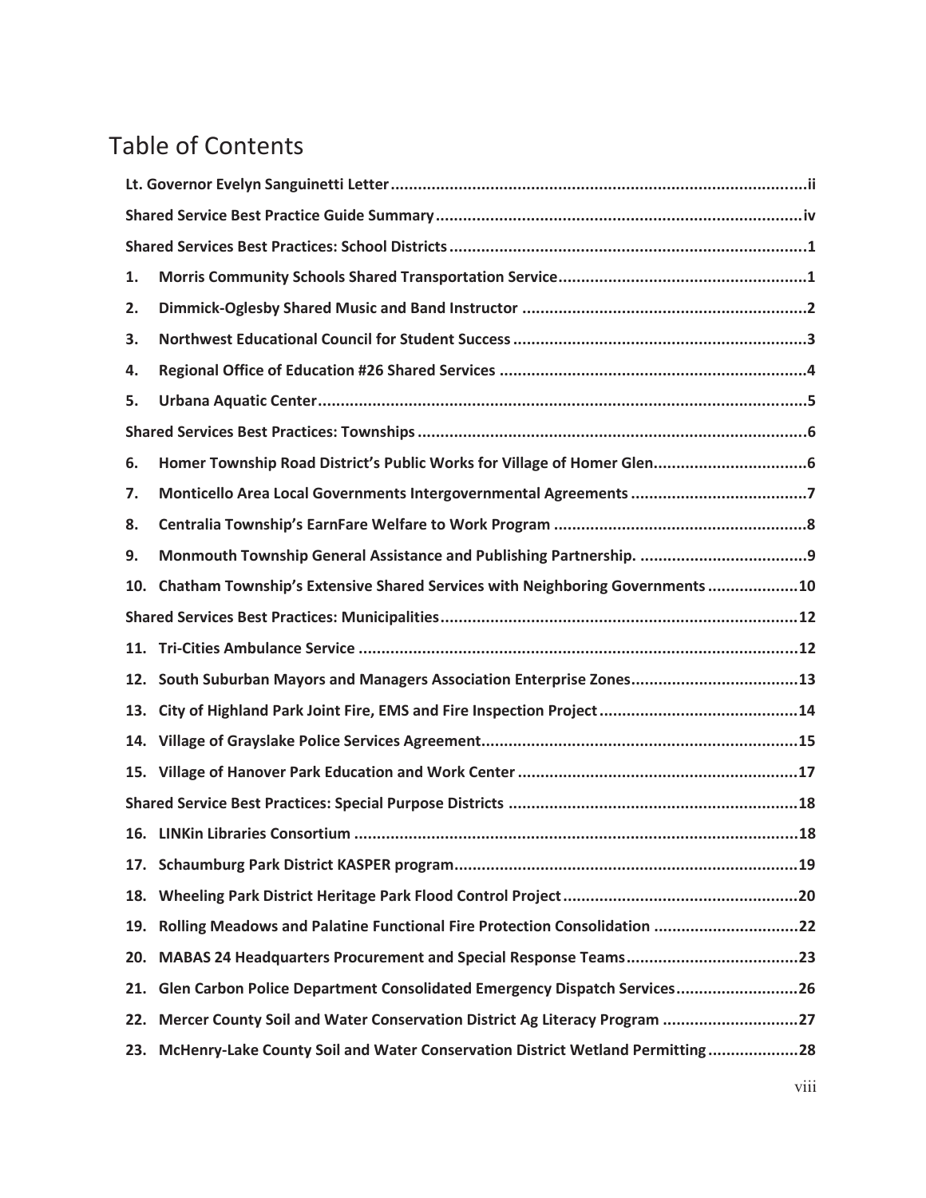# Table of Contents

**Lt. Governor Evelyn Sanguinetti Letter** ........................................ ii

**Shared Service Best Practice Guide Summary** ........................................ iv

**Shared Services Best Practices: School Districts** ........................................ 1

1. **Morris Community Schools Shared Transportation Service** ........................................ 1
2. **Dimmick-Oglesby Shared Music and Band Instructor** ........................................ 2
3. **Northwest Educational Council for Student Success** ........................................ 3
4. **Regional Office of Education #26 Shared Services** ........................................ 4
5. **Urbana Aquatic Center** ........................................ 5

**Shared Services Best Practices: Townships** ........................................ 6

6. **Homer Township Road District's Public Works for Village of Homer Glen** ........................................ 6
7. **Monticello Area Local Governments Intergovernmental Agreements** ........................................ 7
8. **Centralia Township's EarnFare Welfare to Work Program** ........................................ 8
9. **Monmouth Township General Assistance and Publishing Partnership.** ........................................ 9
10. **Chatham Township's Extensive Shared Services with Neighboring Governments** ........................................ 10

**Shared Services Best Practices: Municipalities** ........................................ 12

11. **Tri-Cities Ambulance Service** ........................................ 12
12. **South Suburban Mayors and Managers Association Enterprise Zones** ........................................ 13
13. **City of Highland Park Joint Fire, EMS and Fire Inspection Project** ........................................ 14
14. **Village of Grayslake Police Services Agreement** ........................................ 15
15. **Village of Hanover Park Education and Work Center** ........................................ 17

**Shared Service Best Practices: Special Purpose Districts** ........................................ 18

16. **LINKin Libraries Consortium** ........................................ 18
17. **Schaumburg Park District KASPER program** ........................................ 19
18. **Wheeling Park District Heritage Park Flood Control Project** ........................................ 20
19. **Rolling Meadows and Palatine Functional Fire Protection Consolidation** ........................................ 22
20. **MABAS 24 Headquarters Procurement and Special Response Teams** ........................................ 23
21. **Glen Carbon Police Department Consolidated Emergency Dispatch Services** ........................................ 26
22. **Mercer County Soil and Water Conservation District Ag Literacy Program** ........................................ 27
23. **McHenry-Lake County Soil and Water Conservation District Wetland Permitting** ........................................ 28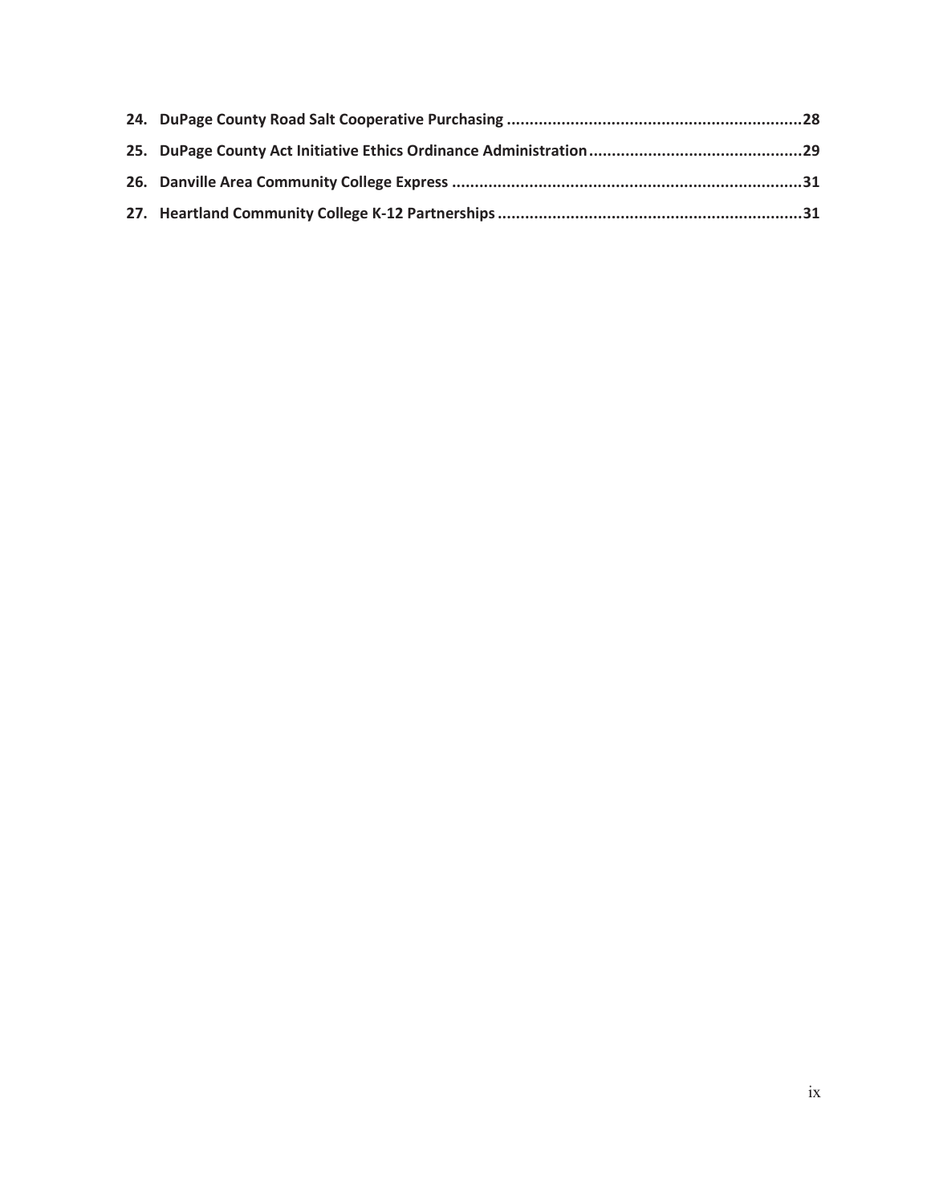**24. DuPage County Road Salt Cooperative Purchasing ........................................................................28**

**25. DuPage County Act Initiative Ethics Ordinance Administration ..............................................29**

**26. Danville Area Community College Express ............................................................................31**

**27. Heartland Community College K-12 Partnerships ..................................................................31**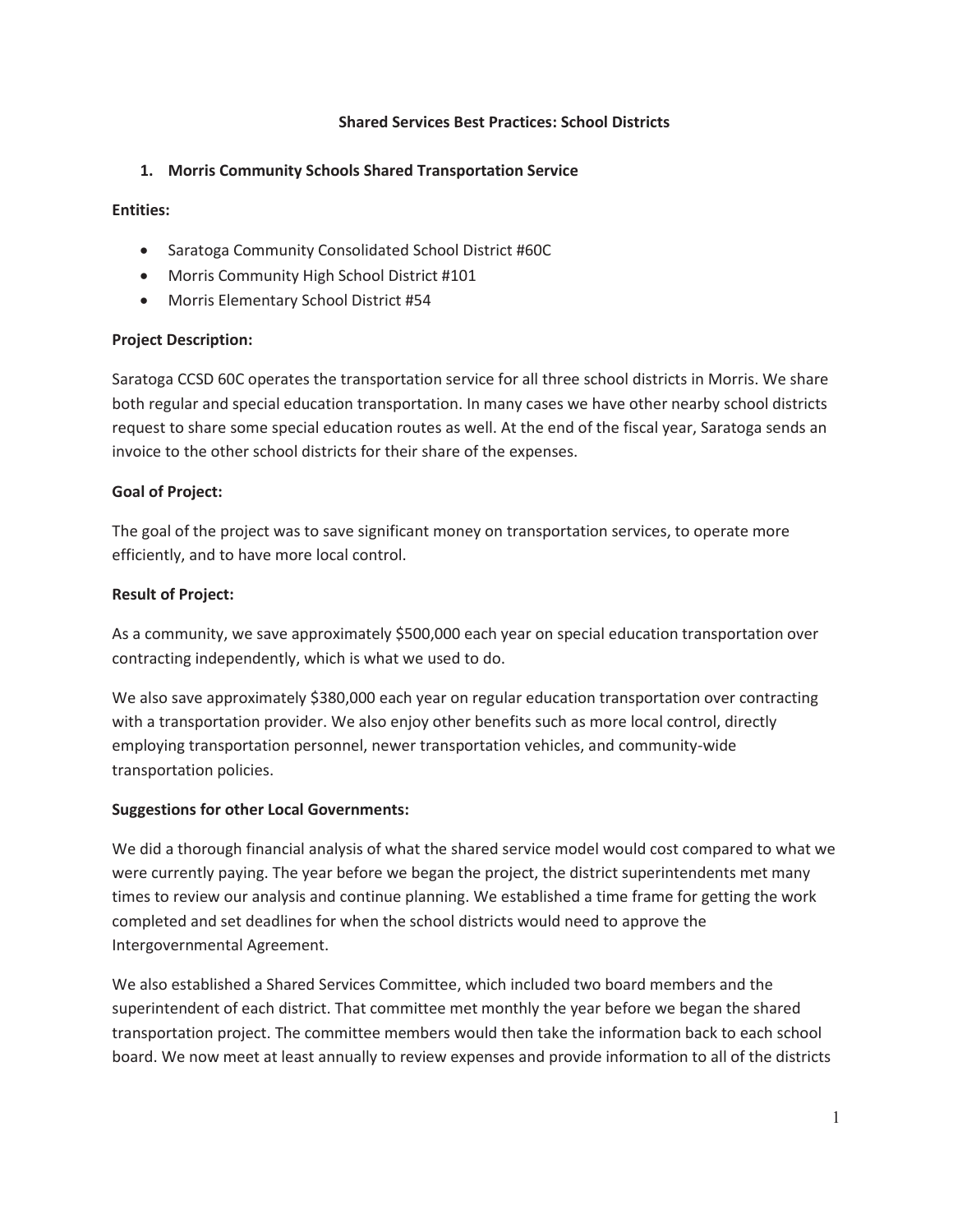# Shared Services Best Practices: School Districts

## 1. Morris Community Schools Shared Transportation Service

**Entities:**

- Saratoga Community Consolidated School District #60C
- Morris Community High School District #101
- Morris Elementary School District #54

**Project Description:**

Saratoga CCSD 60C operates the transportation service for all three school districts in Morris. We share both regular and special education transportation. In many cases we have other nearby school districts request to share some special education routes as well. At the end of the fiscal year, Saratoga sends an invoice to the other school districts for their share of the expenses.

**Goal of Project:**

The goal of the project was to save significant money on transportation services, to operate more efficiently, and to have more local control.

**Result of Project:**

As a community, we save approximately $500,000 each year on special education transportation over contracting independently, which is what we used to do.

We also save approximately $380,000 each year on regular education transportation over contracting with a transportation provider. We also enjoy other benefits such as more local control, directly employing transportation personnel, newer transportation vehicles, and community-wide transportation policies.

**Suggestions for other Local Governments:**

We did a thorough financial analysis of what the shared service model would cost compared to what we were currently paying. The year before we began the project, the district superintendents met many times to review our analysis and continue planning. We established a time frame for getting the work completed and set deadlines for when the school districts would need to approve the Intergovernmental Agreement.

We also established a Shared Services Committee, which included two board members and the superintendent of each district. That committee met monthly the year before we began the shared transportation project. The committee members would then take the information back to each school board. We now meet at least annually to review expenses and provide information to all of the districts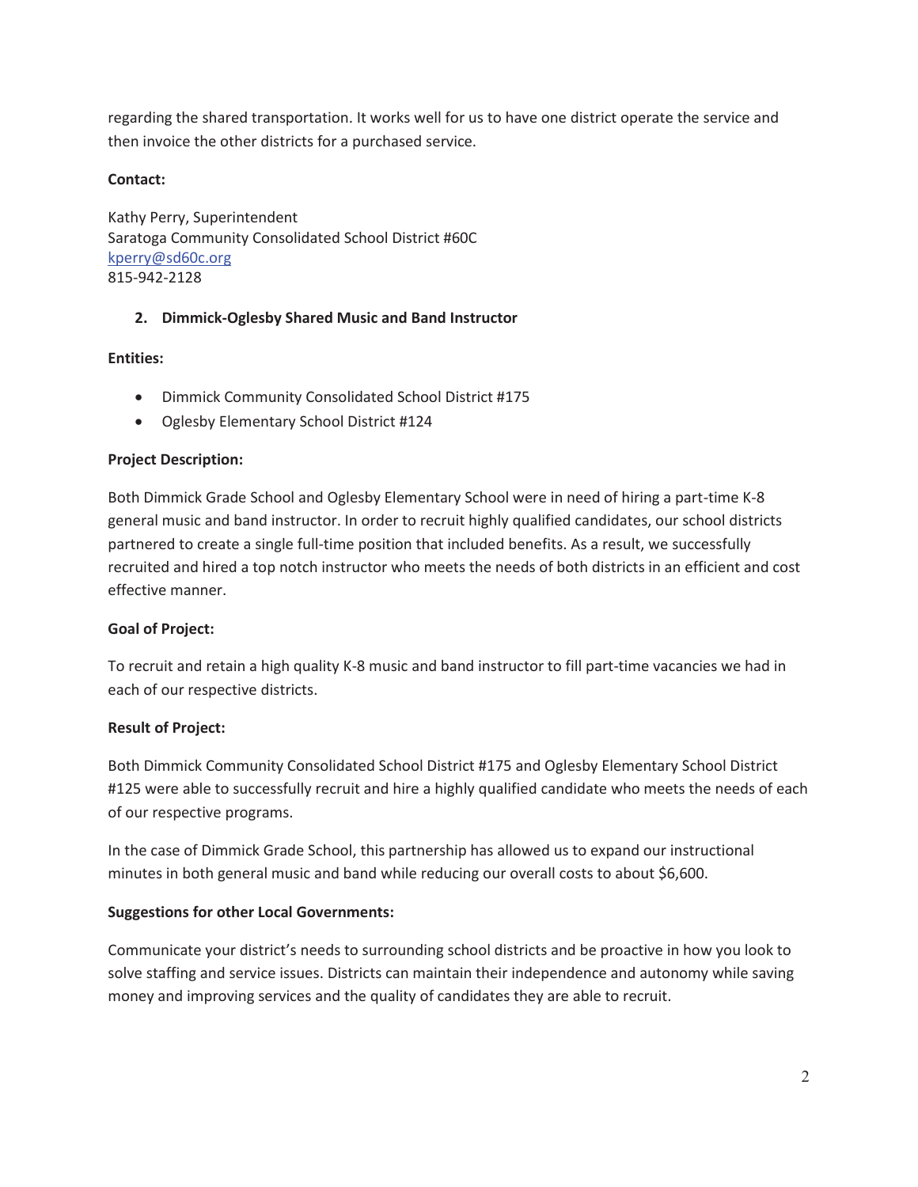regarding the shared transportation. It works well for us to have one district operate the service and then invoice the other districts for a purchased service.

**Contact:**

Kathy Perry, Superintendent
Saratoga Community Consolidated School District #60C
kperry@sd60c.org
815-942-2128

### 2. Dimmick-Oglesby Shared Music and Band Instructor

**Entities:**

- Dimmick Community Consolidated School District #175
- Oglesby Elementary School District #124

**Project Description:**

Both Dimmick Grade School and Oglesby Elementary School were in need of hiring a part-time K-8 general music and band instructor. In order to recruit highly qualified candidates, our school districts partnered to create a single full-time position that included benefits. As a result, we successfully recruited and hired a top notch instructor who meets the needs of both districts in an efficient and cost effective manner.

**Goal of Project:**

To recruit and retain a high quality K-8 music and band instructor to fill part-time vacancies we had in each of our respective districts.

**Result of Project:**

Both Dimmick Community Consolidated School District #175 and Oglesby Elementary School District #125 were able to successfully recruit and hire a highly qualified candidate who meets the needs of each of our respective programs.

In the case of Dimmick Grade School, this partnership has allowed us to expand our instructional minutes in both general music and band while reducing our overall costs to about $6,600.

**Suggestions for other Local Governments:**

Communicate your district's needs to surrounding school districts and be proactive in how you look to solve staffing and service issues. Districts can maintain their independence and autonomy while saving money and improving services and the quality of candidates they are able to recruit.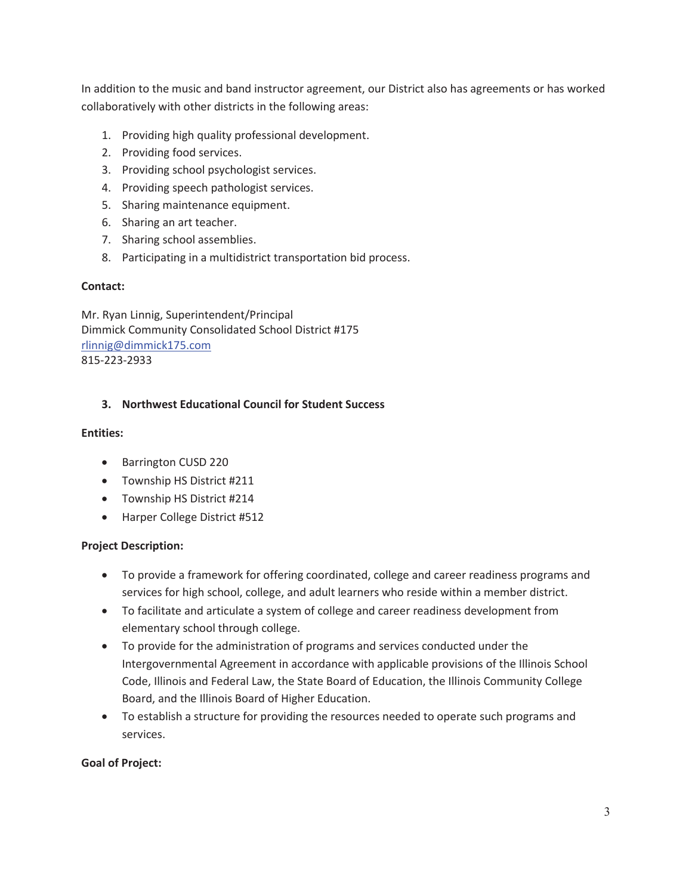In addition to the music and band instructor agreement, our District also has agreements or has worked collaboratively with other districts in the following areas:

1. Providing high quality professional development.
2. Providing food services.
3. Providing school psychologist services.
4. Providing speech pathologist services.
5. Sharing maintenance equipment.
6. Sharing an art teacher.
7. Sharing school assemblies.
8. Participating in a multidistrict transportation bid process.

**Contact:**

Mr. Ryan Linnig, Superintendent/Principal
Dimmick Community Consolidated School District #175
rlinnig@dimmick175.com
815-223-2933

### 3. Northwest Educational Council for Student Success

**Entities:**

- Barrington CUSD 220
- Township HS District #211
- Township HS District #214
- Harper College District #512

**Project Description:**

- To provide a framework for offering coordinated, college and career readiness programs and services for high school, college, and adult learners who reside within a member district.
- To facilitate and articulate a system of college and career readiness development from elementary school through college.
- To provide for the administration of programs and services conducted under the Intergovernmental Agreement in accordance with applicable provisions of the Illinois School Code, Illinois and Federal Law, the State Board of Education, the Illinois Community College Board, and the Illinois Board of Higher Education.
- To establish a structure for providing the resources needed to operate such programs and services.

**Goal of Project:**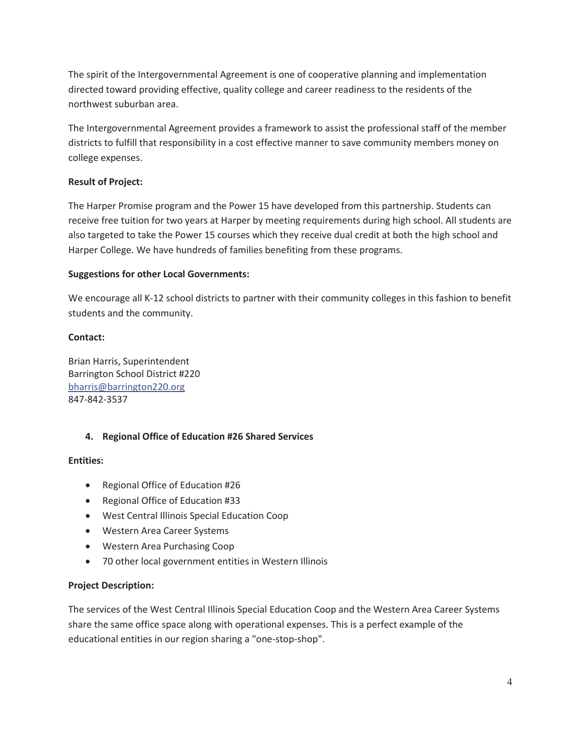The spirit of the Intergovernmental Agreement is one of cooperative planning and implementation directed toward providing effective, quality college and career readiness to the residents of the northwest suburban area.

The Intergovernmental Agreement provides a framework to assist the professional staff of the member districts to fulfill that responsibility in a cost effective manner to save community members money on college expenses.

**Result of Project:**

The Harper Promise program and the Power 15 have developed from this partnership. Students can receive free tuition for two years at Harper by meeting requirements during high school. All students are also targeted to take the Power 15 courses which they receive dual credit at both the high school and Harper College. We have hundreds of families benefiting from these programs.

**Suggestions for other Local Governments:**

We encourage all K-12 school districts to partner with their community colleges in this fashion to benefit students and the community.

**Contact:**

Brian Harris, Superintendent
Barrington School District #220
bharris@barrington220.org
847-842-3537

### 4. Regional Office of Education #26 Shared Services

**Entities:**

- Regional Office of Education #26
- Regional Office of Education #33
- West Central Illinois Special Education Coop
- Western Area Career Systems
- Western Area Purchasing Coop
- 70 other local government entities in Western Illinois

**Project Description:**

The services of the West Central Illinois Special Education Coop and the Western Area Career Systems share the same office space along with operational expenses. This is a perfect example of the educational entities in our region sharing a "one-stop-shop".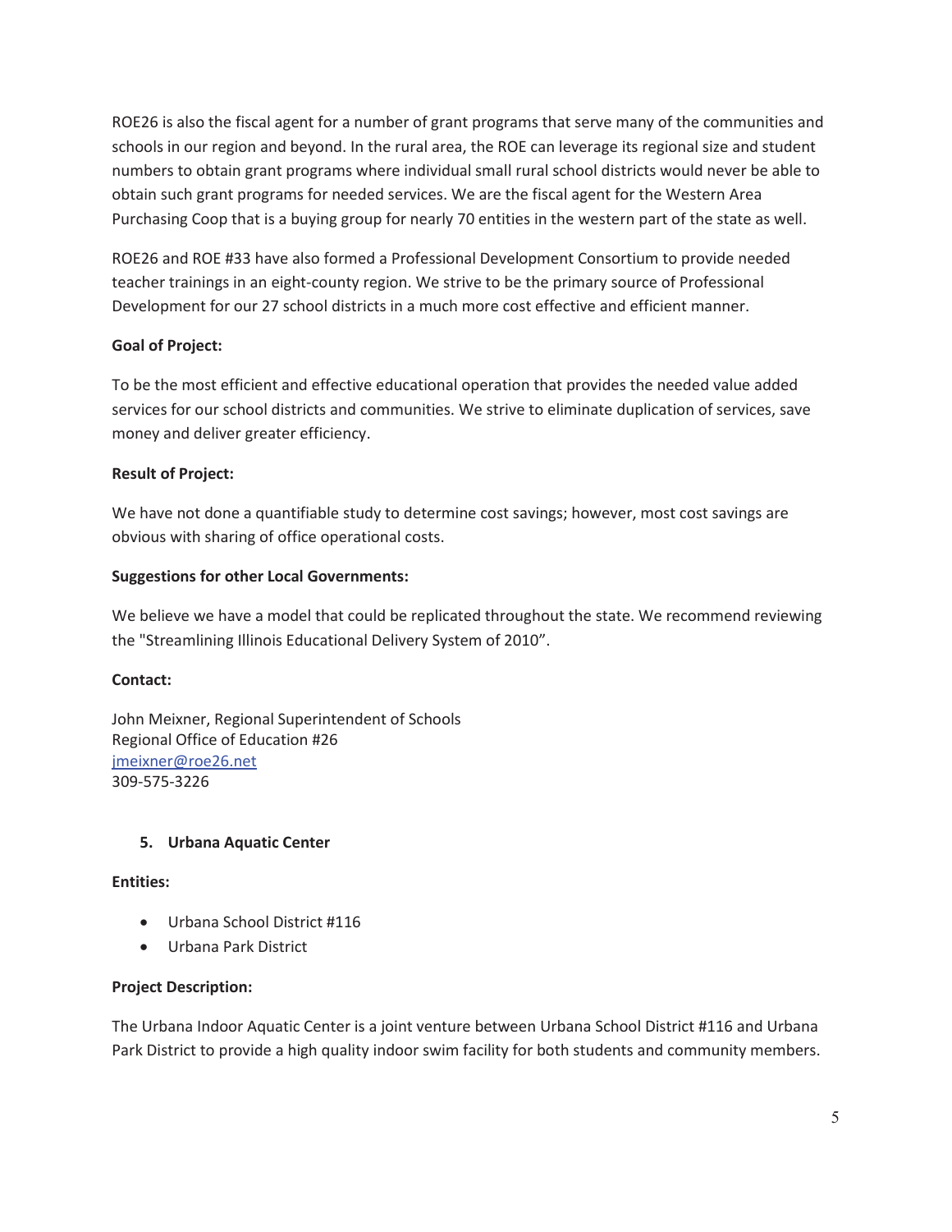ROE26 is also the fiscal agent for a number of grant programs that serve many of the communities and schools in our region and beyond. In the rural area, the ROE can leverage its regional size and student numbers to obtain grant programs where individual small rural school districts would never be able to obtain such grant programs for needed services. We are the fiscal agent for the Western Area Purchasing Coop that is a buying group for nearly 70 entities in the western part of the state as well.

ROE26 and ROE #33 have also formed a Professional Development Consortium to provide needed teacher trainings in an eight-county region. We strive to be the primary source of Professional Development for our 27 school districts in a much more cost effective and efficient manner.

**Goal of Project:**

To be the most efficient and effective educational operation that provides the needed value added services for our school districts and communities. We strive to eliminate duplication of services, save money and deliver greater efficiency.

**Result of Project:**

We have not done a quantifiable study to determine cost savings; however, most cost savings are obvious with sharing of office operational costs.

**Suggestions for other Local Governments:**

We believe we have a model that could be replicated throughout the state. We recommend reviewing the "Streamlining Illinois Educational Delivery System of 2010".

**Contact:**

John Meixner, Regional Superintendent of Schools
Regional Office of Education #26
jmeixner@roe26.net
309-575-3226

### 5. Urbana Aquatic Center

**Entities:**

- Urbana School District #116
- Urbana Park District

**Project Description:**

The Urbana Indoor Aquatic Center is a joint venture between Urbana School District #116 and Urbana Park District to provide a high quality indoor swim facility for both students and community members.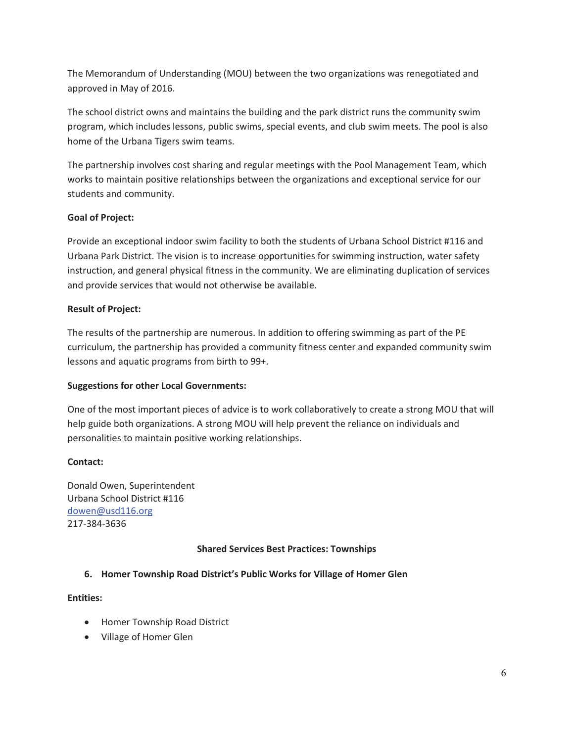The Memorandum of Understanding (MOU) between the two organizations was renegotiated and approved in May of 2016.

The school district owns and maintains the building and the park district runs the community swim program, which includes lessons, public swims, special events, and club swim meets. The pool is also home of the Urbana Tigers swim teams.

The partnership involves cost sharing and regular meetings with the Pool Management Team, which works to maintain positive relationships between the organizations and exceptional service for our students and community.

**Goal of Project:**

Provide an exceptional indoor swim facility to both the students of Urbana School District #116 and Urbana Park District. The vision is to increase opportunities for swimming instruction, water safety instruction, and general physical fitness in the community. We are eliminating duplication of services and provide services that would not otherwise be available.

**Result of Project:**

The results of the partnership are numerous. In addition to offering swimming as part of the PE curriculum, the partnership has provided a community fitness center and expanded community swim lessons and aquatic programs from birth to 99+.

**Suggestions for other Local Governments:**

One of the most important pieces of advice is to work collaboratively to create a strong MOU that will help guide both organizations. A strong MOU will help prevent the reliance on individuals and personalities to maintain positive working relationships.

**Contact:**

Donald Owen, Superintendent
Urbana School District #116
dowen@usd116.org
217-384-3636

## Shared Services Best Practices: Townships

### 6. Homer Township Road District's Public Works for Village of Homer Glen

**Entities:**

- Homer Township Road District
- Village of Homer Glen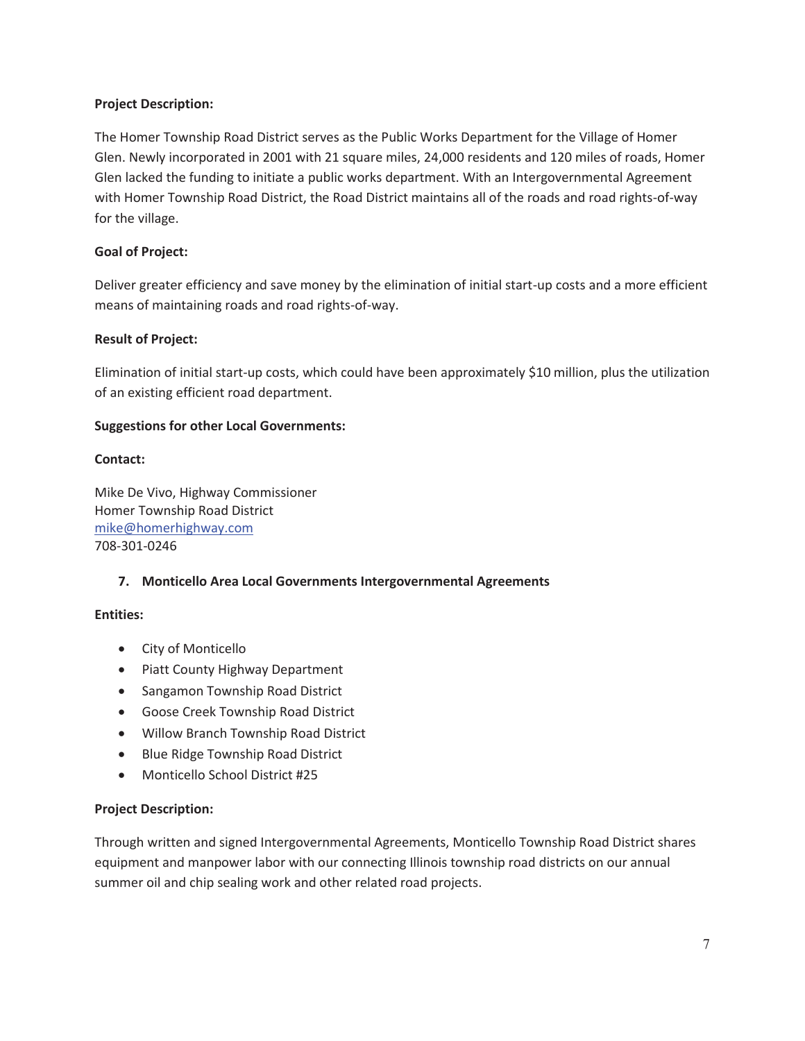**Project Description:**

The Homer Township Road District serves as the Public Works Department for the Village of Homer Glen. Newly incorporated in 2001 with 21 square miles, 24,000 residents and 120 miles of roads, Homer Glen lacked the funding to initiate a public works department. With an Intergovernmental Agreement with Homer Township Road District, the Road District maintains all of the roads and road rights-of-way for the village.

**Goal of Project:**

Deliver greater efficiency and save money by the elimination of initial start-up costs and a more efficient means of maintaining roads and road rights-of-way.

**Result of Project:**

Elimination of initial start-up costs, which could have been approximately $10 million, plus the utilization of an existing efficient road department.

**Suggestions for other Local Governments:**

**Contact:**

Mike De Vivo, Highway Commissioner
Homer Township Road District
mike@homerhighway.com
708-301-0246

### 7. Monticello Area Local Governments Intergovernmental Agreements

**Entities:**

- City of Monticello
- Piatt County Highway Department
- Sangamon Township Road District
- Goose Creek Township Road District
- Willow Branch Township Road District
- Blue Ridge Township Road District
- Monticello School District #25

**Project Description:**

Through written and signed Intergovernmental Agreements, Monticello Township Road District shares equipment and manpower labor with our connecting Illinois township road districts on our annual summer oil and chip sealing work and other related road projects.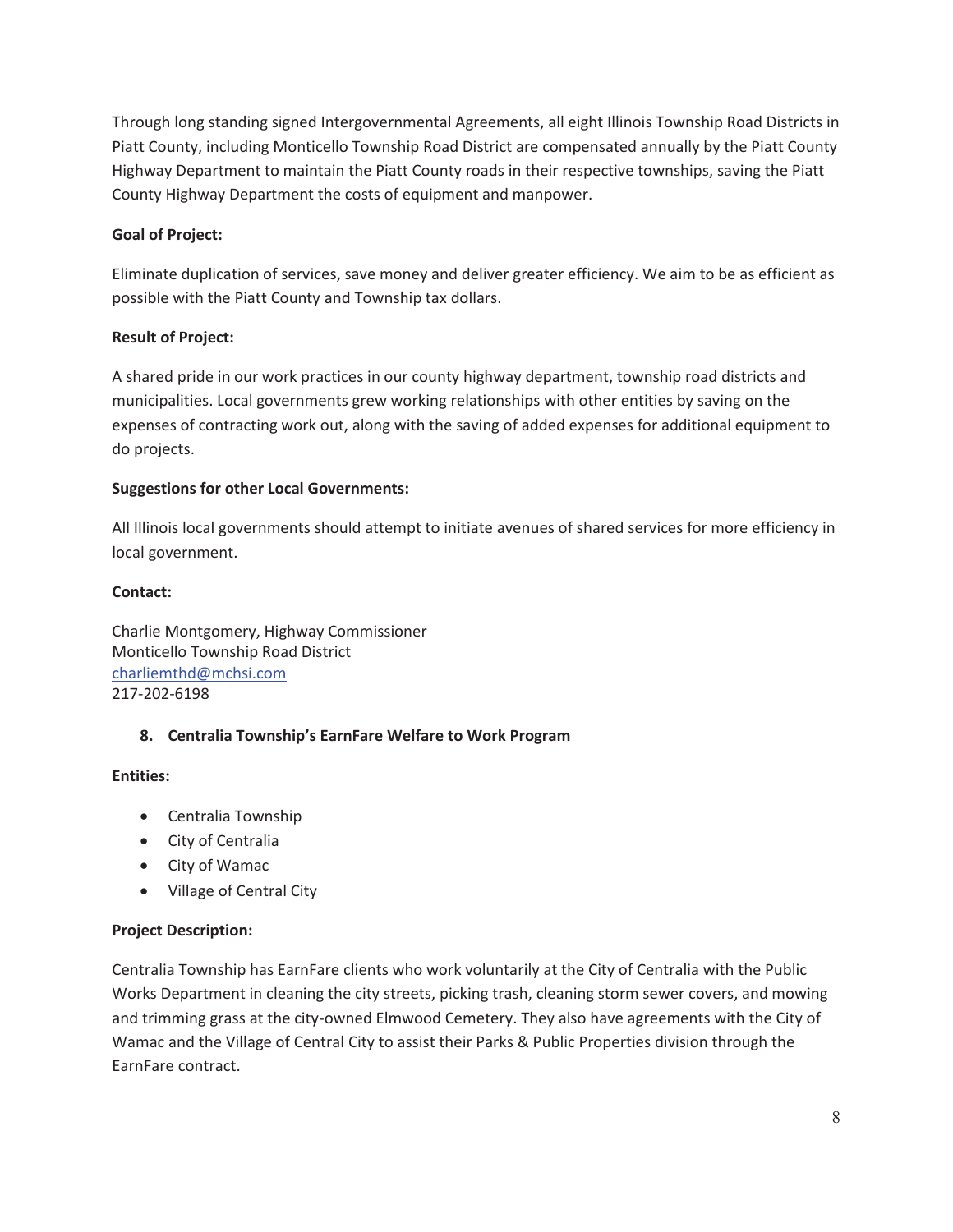Through long standing signed Intergovernmental Agreements, all eight Illinois Township Road Districts in Piatt County, including Monticello Township Road District are compensated annually by the Piatt County Highway Department to maintain the Piatt County roads in their respective townships, saving the Piatt County Highway Department the costs of equipment and manpower.

**Goal of Project:**

Eliminate duplication of services, save money and deliver greater efficiency. We aim to be as efficient as possible with the Piatt County and Township tax dollars.

**Result of Project:**

A shared pride in our work practices in our county highway department, township road districts and municipalities. Local governments grew working relationships with other entities by saving on the expenses of contracting work out, along with the saving of added expenses for additional equipment to do projects.

**Suggestions for other Local Governments:**

All Illinois local governments should attempt to initiate avenues of shared services for more efficiency in local government.

**Contact:**

Charlie Montgomery, Highway Commissioner
Monticello Township Road District
charliemthd@mchsi.com
217-202-6198

### 8. Centralia Township's EarnFare Welfare to Work Program

**Entities:**

- Centralia Township
- City of Centralia
- City of Wamac
- Village of Central City

**Project Description:**

Centralia Township has EarnFare clients who work voluntarily at the City of Centralia with the Public Works Department in cleaning the city streets, picking trash, cleaning storm sewer covers, and mowing and trimming grass at the city-owned Elmwood Cemetery. They also have agreements with the City of Wamac and the Village of Central City to assist their Parks & Public Properties division through the EarnFare contract.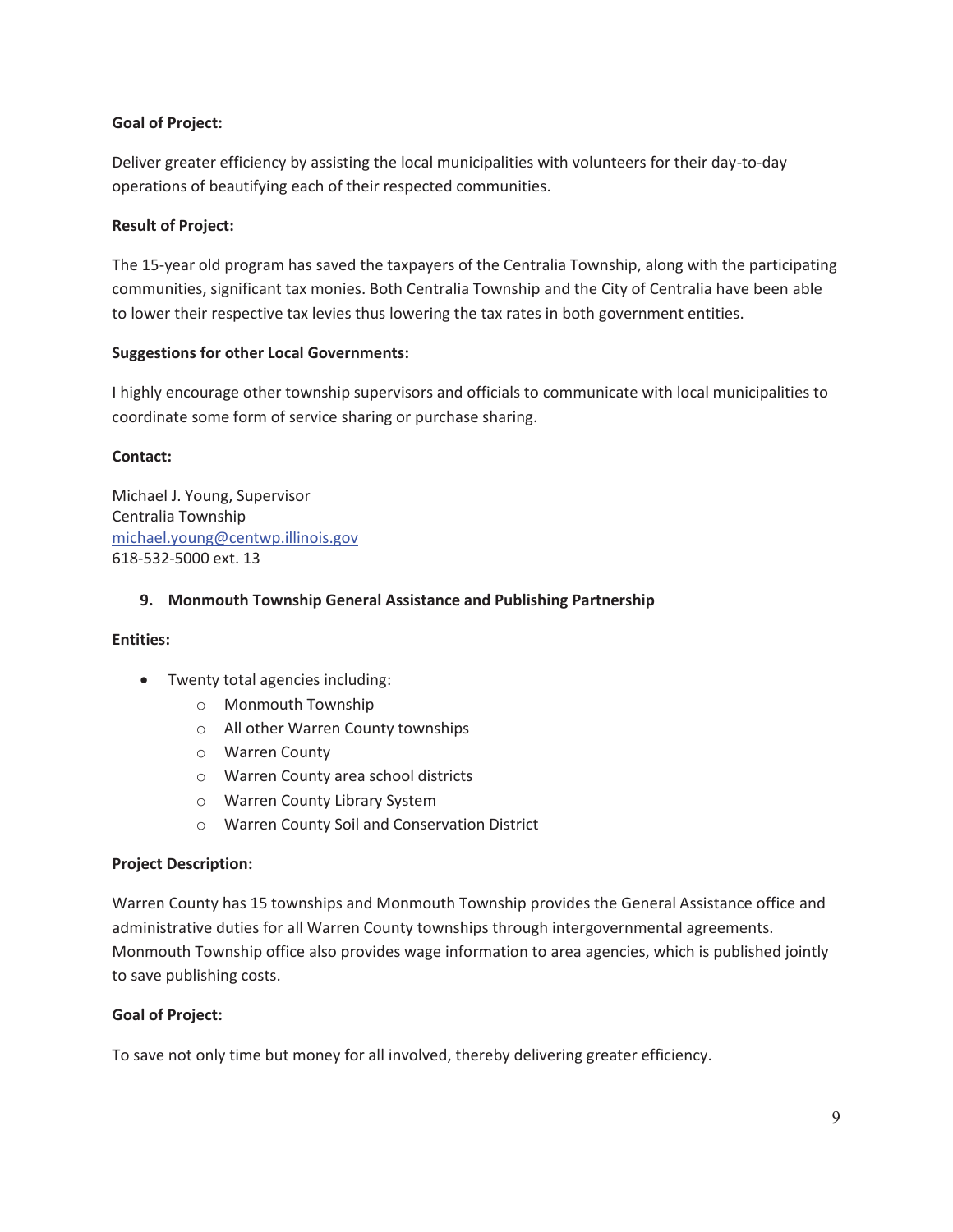**Goal of Project:**

Deliver greater efficiency by assisting the local municipalities with volunteers for their day-to-day operations of beautifying each of their respected communities.

**Result of Project:**

The 15-year old program has saved the taxpayers of the Centralia Township, along with the participating communities, significant tax monies. Both Centralia Township and the City of Centralia have been able to lower their respective tax levies thus lowering the tax rates in both government entities.

**Suggestions for other Local Governments:**

I highly encourage other township supervisors and officials to communicate with local municipalities to coordinate some form of service sharing or purchase sharing.

**Contact:**

Michael J. Young, Supervisor
Centralia Township
michael.young@centwp.illinois.gov
618-532-5000 ext. 13

### 9. Monmouth Township General Assistance and Publishing Partnership

**Entities:**

- Twenty total agencies including:
  - Monmouth Township
  - All other Warren County townships
  - Warren County
  - Warren County area school districts
  - Warren County Library System
  - Warren County Soil and Conservation District

**Project Description:**

Warren County has 15 townships and Monmouth Township provides the General Assistance office and administrative duties for all Warren County townships through intergovernmental agreements. Monmouth Township office also provides wage information to area agencies, which is published jointly to save publishing costs.

**Goal of Project:**

To save not only time but money for all involved, thereby delivering greater efficiency.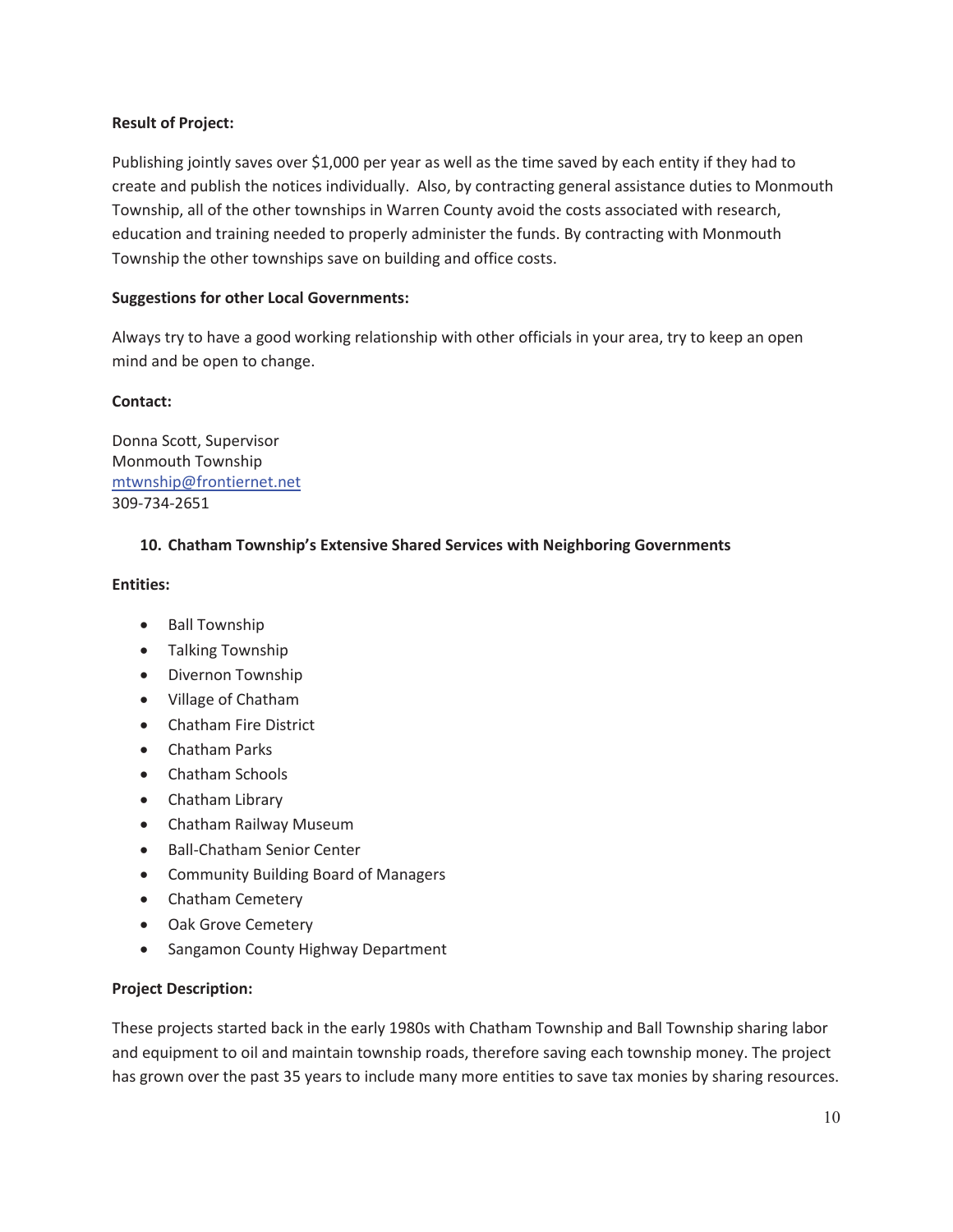**Result of Project:**

Publishing jointly saves over $1,000 per year as well as the time saved by each entity if they had to create and publish the notices individually. Also, by contracting general assistance duties to Monmouth Township, all of the other townships in Warren County avoid the costs associated with research, education and training needed to properly administer the funds. By contracting with Monmouth Township the other townships save on building and office costs.

**Suggestions for other Local Governments:**

Always try to have a good working relationship with other officials in your area, try to keep an open mind and be open to change.

**Contact:**

Donna Scott, Supervisor
Monmouth Township
mtwnship@frontiernet.net
309-734-2651

### 10. Chatham Township's Extensive Shared Services with Neighboring Governments

**Entities:**

- Ball Township
- Talking Township
- Divernon Township
- Village of Chatham
- Chatham Fire District
- Chatham Parks
- Chatham Schools
- Chatham Library
- Chatham Railway Museum
- Ball-Chatham Senior Center
- Community Building Board of Managers
- Chatham Cemetery
- Oak Grove Cemetery
- Sangamon County Highway Department

**Project Description:**

These projects started back in the early 1980s with Chatham Township and Ball Township sharing labor and equipment to oil and maintain township roads, therefore saving each township money. The project has grown over the past 35 years to include many more entities to save tax monies by sharing resources.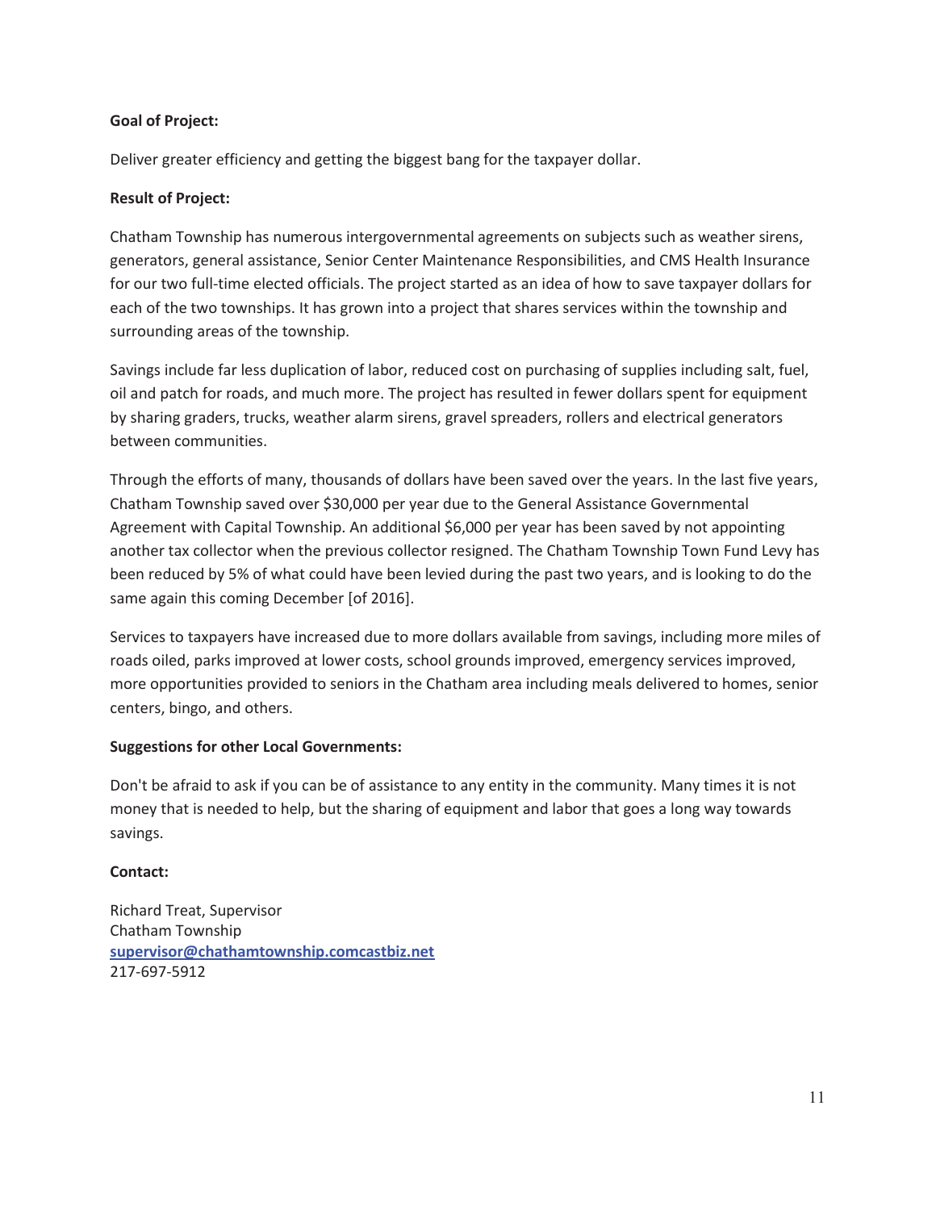**Goal of Project:**

Deliver greater efficiency and getting the biggest bang for the taxpayer dollar.

**Result of Project:**

Chatham Township has numerous intergovernmental agreements on subjects such as weather sirens, generators, general assistance, Senior Center Maintenance Responsibilities, and CMS Health Insurance for our two full-time elected officials. The project started as an idea of how to save taxpayer dollars for each of the two townships. It has grown into a project that shares services within the township and surrounding areas of the township.

Savings include far less duplication of labor, reduced cost on purchasing of supplies including salt, fuel, oil and patch for roads, and much more. The project has resulted in fewer dollars spent for equipment by sharing graders, trucks, weather alarm sirens, gravel spreaders, rollers and electrical generators between communities.

Through the efforts of many, thousands of dollars have been saved over the years. In the last five years, Chatham Township saved over $30,000 per year due to the General Assistance Governmental Agreement with Capital Township. An additional $6,000 per year has been saved by not appointing another tax collector when the previous collector resigned. The Chatham Township Town Fund Levy has been reduced by 5% of what could have been levied during the past two years, and is looking to do the same again this coming December [of 2016].

Services to taxpayers have increased due to more dollars available from savings, including more miles of roads oiled, parks improved at lower costs, school grounds improved, emergency services improved, more opportunities provided to seniors in the Chatham area including meals delivered to homes, senior centers, bingo, and others.

**Suggestions for other Local Governments:**

Don't be afraid to ask if you can be of assistance to any entity in the community. Many times it is not money that is needed to help, but the sharing of equipment and labor that goes a long way towards savings.

**Contact:**

Richard Treat, Supervisor
Chatham Township
supervisor@chathamtownship.comcastbiz.net
217-697-5912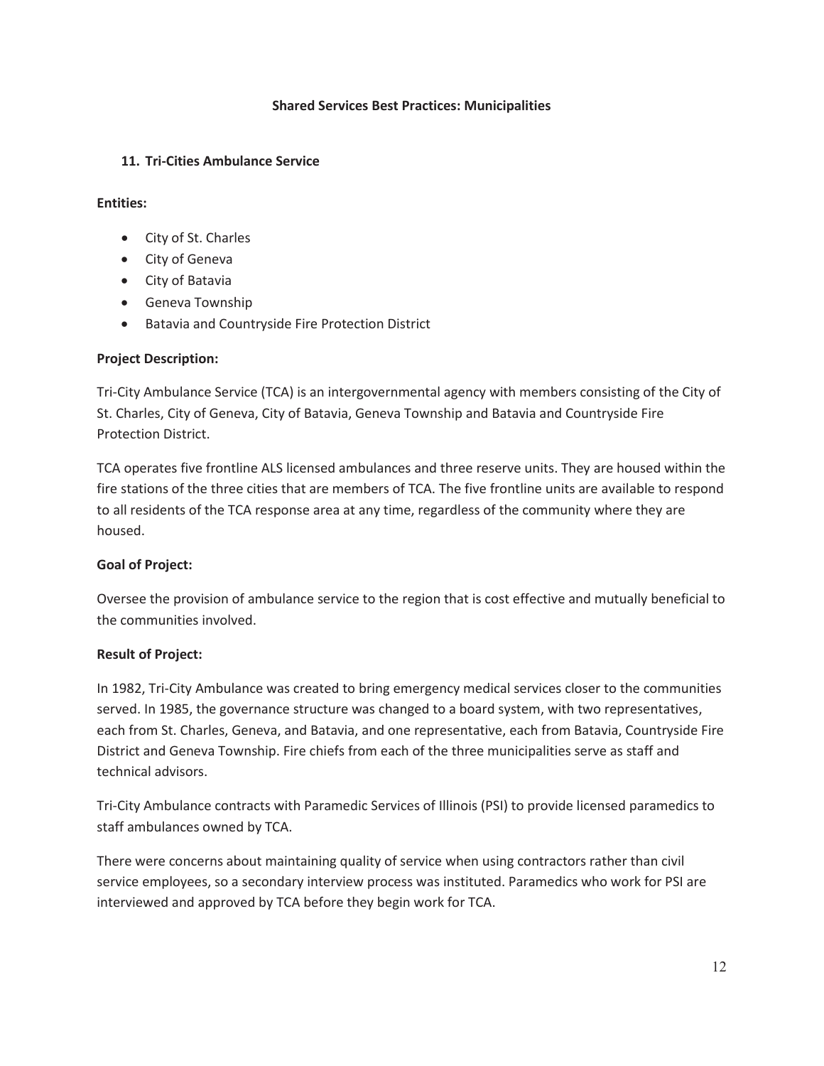**Shared Services Best Practices: Municipalities**

## 11. Tri-Cities Ambulance Service

**Entities:**

- City of St. Charles
- City of Geneva
- City of Batavia
- Geneva Township
- Batavia and Countryside Fire Protection District

**Project Description:**

Tri-City Ambulance Service (TCA) is an intergovernmental agency with members consisting of the City of St. Charles, City of Geneva, City of Batavia, Geneva Township and Batavia and Countryside Fire Protection District.

TCA operates five frontline ALS licensed ambulances and three reserve units. They are housed within the fire stations of the three cities that are members of TCA. The five frontline units are available to respond to all residents of the TCA response area at any time, regardless of the community where they are housed.

**Goal of Project:**

Oversee the provision of ambulance service to the region that is cost effective and mutually beneficial to the communities involved.

**Result of Project:**

In 1982, Tri-City Ambulance was created to bring emergency medical services closer to the communities served. In 1985, the governance structure was changed to a board system, with two representatives, each from St. Charles, Geneva, and Batavia, and one representative, each from Batavia, Countryside Fire District and Geneva Township. Fire chiefs from each of the three municipalities serve as staff and technical advisors.

Tri-City Ambulance contracts with Paramedic Services of Illinois (PSI) to provide licensed paramedics to staff ambulances owned by TCA.

There were concerns about maintaining quality of service when using contractors rather than civil service employees, so a secondary interview process was instituted. Paramedics who work for PSI are interviewed and approved by TCA before they begin work for TCA.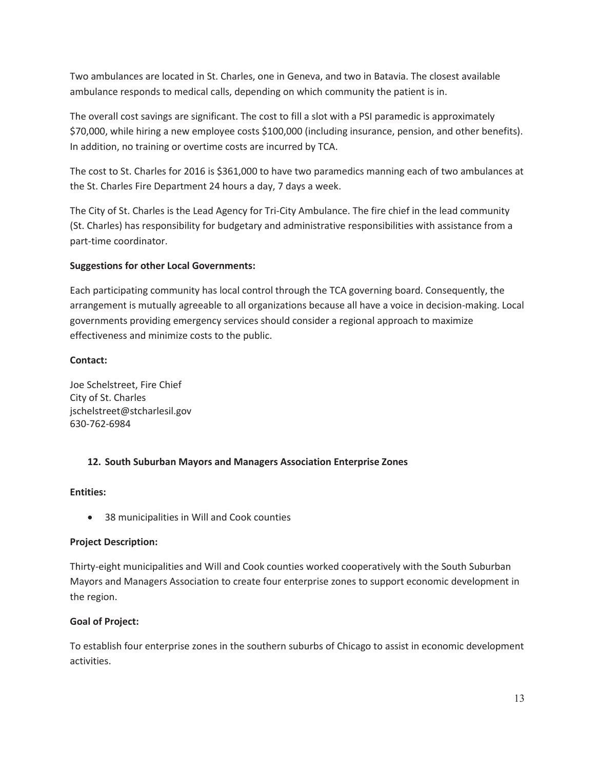Two ambulances are located in St. Charles, one in Geneva, and two in Batavia. The closest available ambulance responds to medical calls, depending on which community the patient is in.

The overall cost savings are significant. The cost to fill a slot with a PSI paramedic is approximately $70,000, while hiring a new employee costs $100,000 (including insurance, pension, and other benefits). In addition, no training or overtime costs are incurred by TCA.

The cost to St. Charles for 2016 is $361,000 to have two paramedics manning each of two ambulances at the St. Charles Fire Department 24 hours a day, 7 days a week.

The City of St. Charles is the Lead Agency for Tri-City Ambulance. The fire chief in the lead community (St. Charles) has responsibility for budgetary and administrative responsibilities with assistance from a part-time coordinator.

**Suggestions for other Local Governments:**

Each participating community has local control through the TCA governing board. Consequently, the arrangement is mutually agreeable to all organizations because all have a voice in decision-making. Local governments providing emergency services should consider a regional approach to maximize effectiveness and minimize costs to the public.

**Contact:**

Joe Schelstreet, Fire Chief
City of St. Charles
jschelstreet@stcharlesil.gov
630-762-6984

### 12. South Suburban Mayors and Managers Association Enterprise Zones

**Entities:**

- 38 municipalities in Will and Cook counties

**Project Description:**

Thirty-eight municipalities and Will and Cook counties worked cooperatively with the South Suburban Mayors and Managers Association to create four enterprise zones to support economic development in the region.

**Goal of Project:**

To establish four enterprise zones in the southern suburbs of Chicago to assist in economic development activities.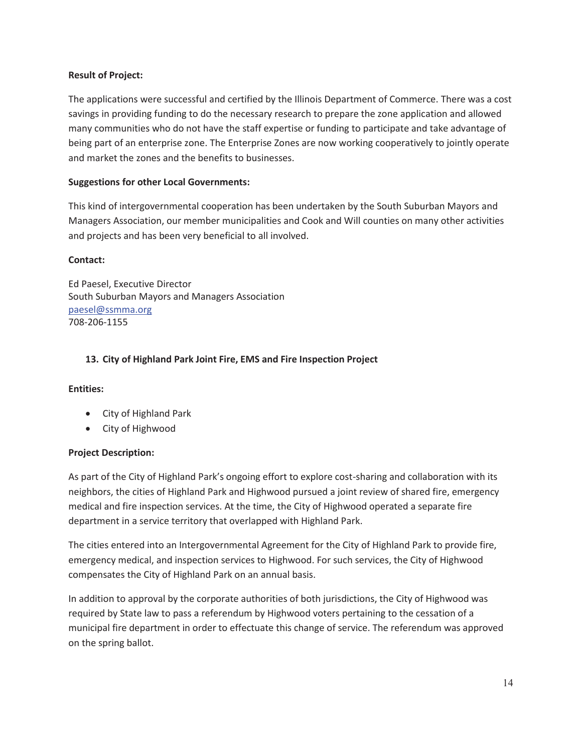**Result of Project:**

The applications were successful and certified by the Illinois Department of Commerce. There was a cost savings in providing funding to do the necessary research to prepare the zone application and allowed many communities who do not have the staff expertise or funding to participate and take advantage of being part of an enterprise zone. The Enterprise Zones are now working cooperatively to jointly operate and market the zones and the benefits to businesses.

**Suggestions for other Local Governments:**

This kind of intergovernmental cooperation has been undertaken by the South Suburban Mayors and Managers Association, our member municipalities and Cook and Will counties on many other activities and projects and has been very beneficial to all involved.

**Contact:**

Ed Paesel, Executive Director
South Suburban Mayors and Managers Association
paesel@ssmma.org
708-206-1155

### 13. City of Highland Park Joint Fire, EMS and Fire Inspection Project

**Entities:**

- City of Highland Park
- City of Highwood

**Project Description:**

As part of the City of Highland Park's ongoing effort to explore cost-sharing and collaboration with its neighbors, the cities of Highland Park and Highwood pursued a joint review of shared fire, emergency medical and fire inspection services. At the time, the City of Highwood operated a separate fire department in a service territory that overlapped with Highland Park.

The cities entered into an Intergovernmental Agreement for the City of Highland Park to provide fire, emergency medical, and inspection services to Highwood. For such services, the City of Highwood compensates the City of Highland Park on an annual basis.

In addition to approval by the corporate authorities of both jurisdictions, the City of Highwood was required by State law to pass a referendum by Highwood voters pertaining to the cessation of a municipal fire department in order to effectuate this change of service. The referendum was approved on the spring ballot.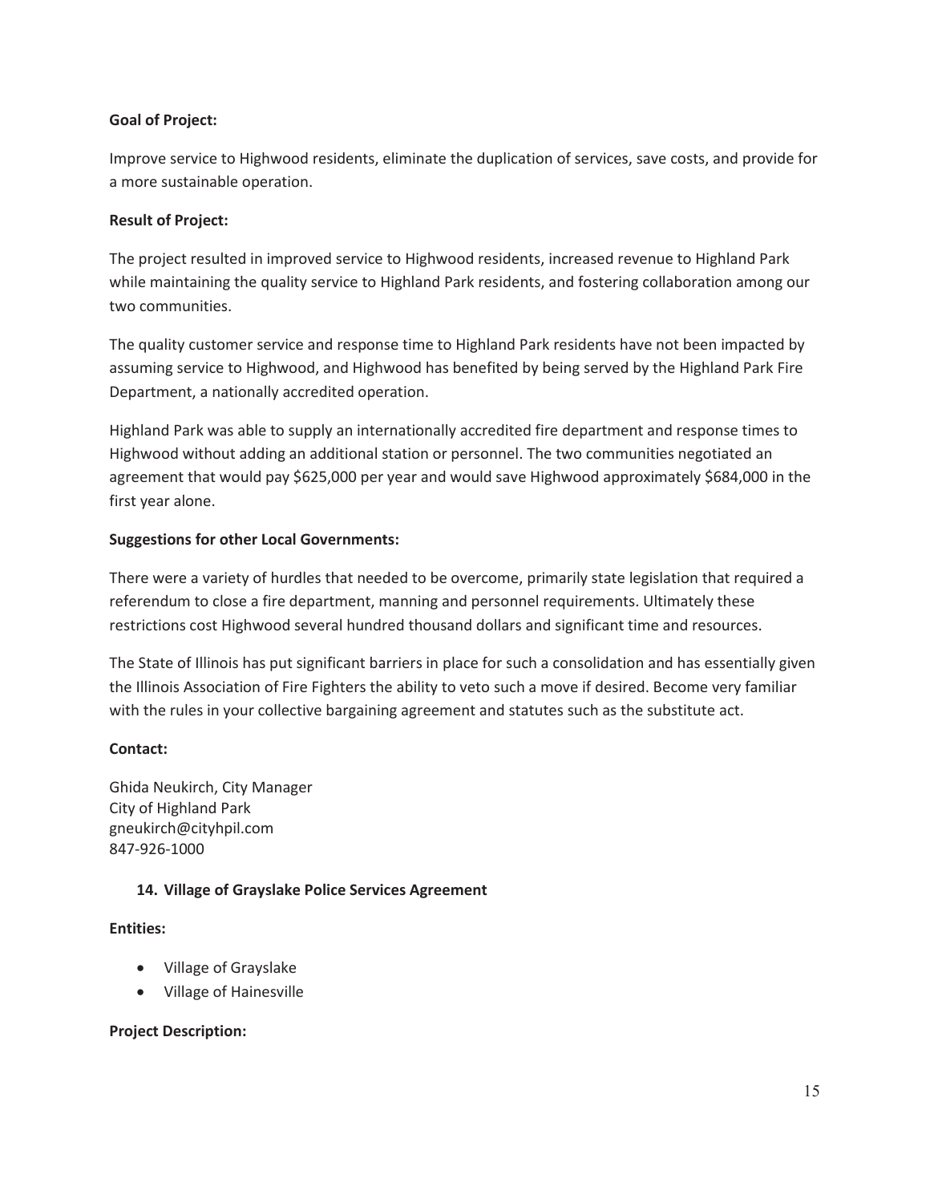**Goal of Project:**

Improve service to Highwood residents, eliminate the duplication of services, save costs, and provide for a more sustainable operation.

**Result of Project:**

The project resulted in improved service to Highwood residents, increased revenue to Highland Park while maintaining the quality service to Highland Park residents, and fostering collaboration among our two communities.

The quality customer service and response time to Highland Park residents have not been impacted by assuming service to Highwood, and Highwood has benefited by being served by the Highland Park Fire Department, a nationally accredited operation.

Highland Park was able to supply an internationally accredited fire department and response times to Highwood without adding an additional station or personnel. The two communities negotiated an agreement that would pay $625,000 per year and would save Highwood approximately $684,000 in the first year alone.

**Suggestions for other Local Governments:**

There were a variety of hurdles that needed to be overcome, primarily state legislation that required a referendum to close a fire department, manning and personnel requirements. Ultimately these restrictions cost Highwood several hundred thousand dollars and significant time and resources.

The State of Illinois has put significant barriers in place for such a consolidation and has essentially given the Illinois Association of Fire Fighters the ability to veto such a move if desired. Become very familiar with the rules in your collective bargaining agreement and statutes such as the substitute act.

**Contact:**

Ghida Neukirch, City Manager
City of Highland Park
gneukirch@cityhpil.com
847-926-1000

### 14. Village of Grayslake Police Services Agreement

**Entities:**

- Village of Grayslake
- Village of Hainesville

**Project Description:**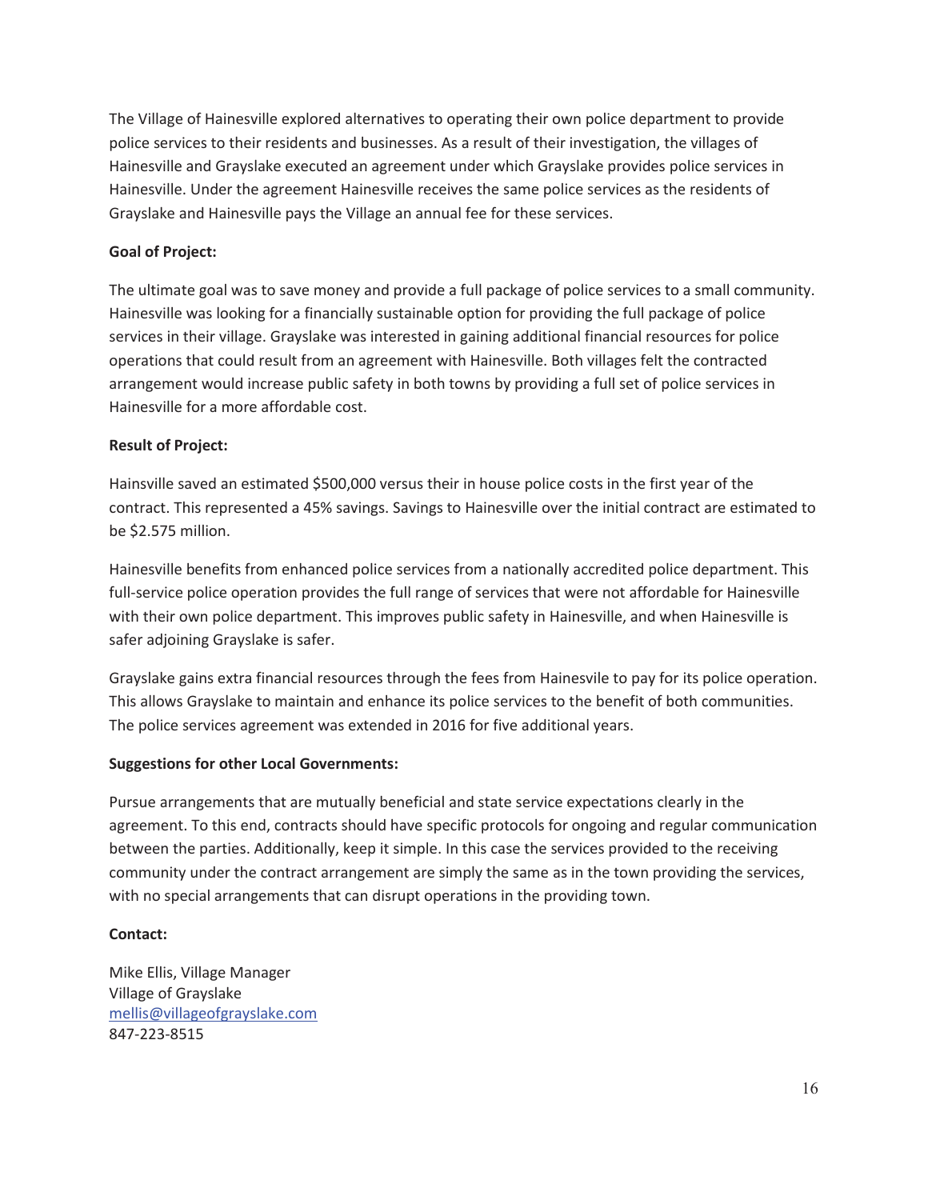The Village of Hainesville explored alternatives to operating their own police department to provide police services to their residents and businesses. As a result of their investigation, the villages of Hainesville and Grayslake executed an agreement under which Grayslake provides police services in Hainesville. Under the agreement Hainesville receives the same police services as the residents of Grayslake and Hainesville pays the Village an annual fee for these services.

**Goal of Project:**

The ultimate goal was to save money and provide a full package of police services to a small community. Hainesville was looking for a financially sustainable option for providing the full package of police services in their village. Grayslake was interested in gaining additional financial resources for police operations that could result from an agreement with Hainesville. Both villages felt the contracted arrangement would increase public safety in both towns by providing a full set of police services in Hainesville for a more affordable cost.

**Result of Project:**

Hainsville saved an estimated $500,000 versus their in house police costs in the first year of the contract. This represented a 45% savings. Savings to Hainesville over the initial contract are estimated to be $2.575 million.

Hainesville benefits from enhanced police services from a nationally accredited police department. This full-service police operation provides the full range of services that were not affordable for Hainesville with their own police department. This improves public safety in Hainesville, and when Hainesville is safer adjoining Grayslake is safer.

Grayslake gains extra financial resources through the fees from Hainesvile to pay for its police operation. This allows Grayslake to maintain and enhance its police services to the benefit of both communities. The police services agreement was extended in 2016 for five additional years.

**Suggestions for other Local Governments:**

Pursue arrangements that are mutually beneficial and state service expectations clearly in the agreement. To this end, contracts should have specific protocols for ongoing and regular communication between the parties. Additionally, keep it simple. In this case the services provided to the receiving community under the contract arrangement are simply the same as in the town providing the services, with no special arrangements that can disrupt operations in the providing town.

**Contact:**

Mike Ellis, Village Manager
Village of Grayslake
mellis@villageofgrayslake.com
847-223-8515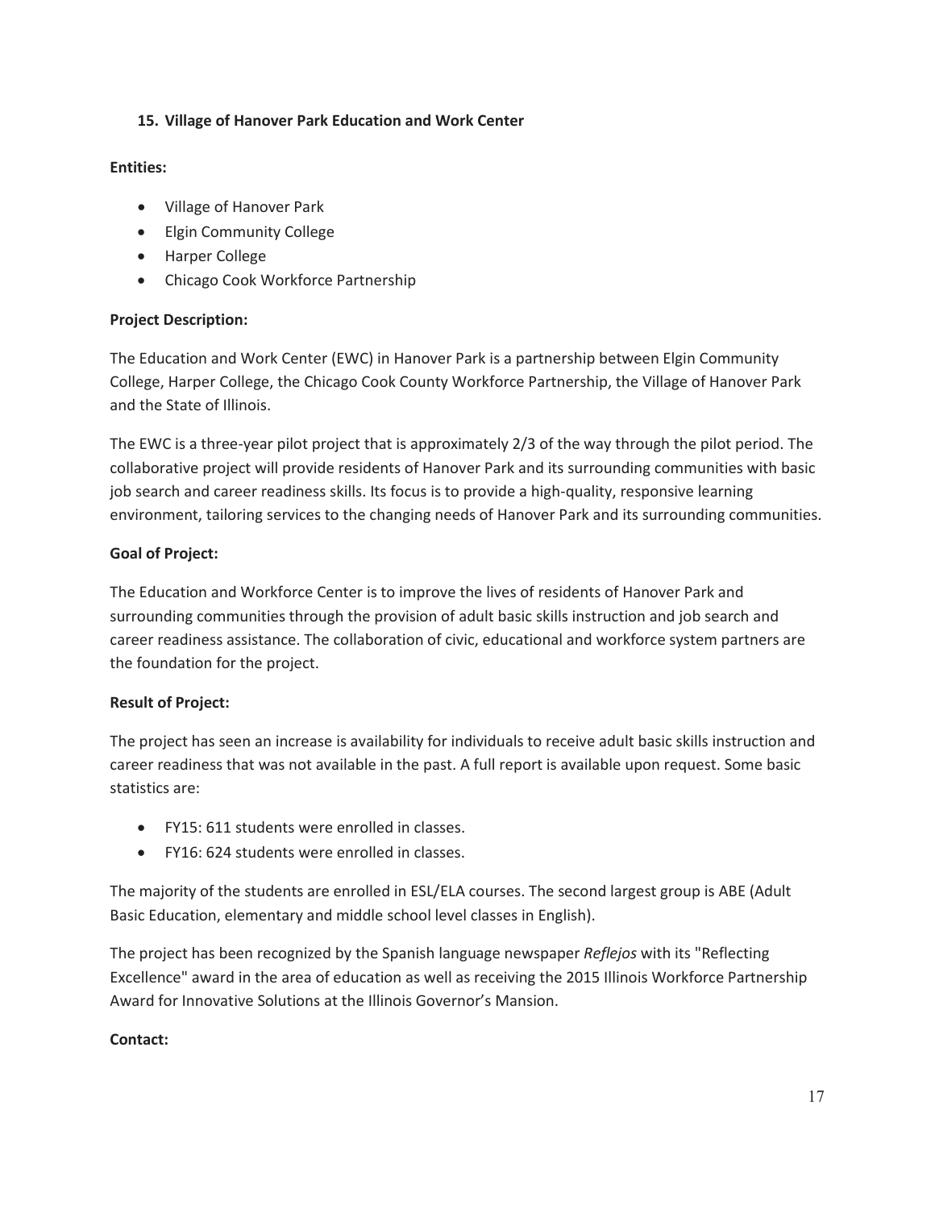### 15. Village of Hanover Park Education and Work Center

**Entities:**

- Village of Hanover Park
- Elgin Community College
- Harper College
- Chicago Cook Workforce Partnership

**Project Description:**

The Education and Work Center (EWC) in Hanover Park is a partnership between Elgin Community College, Harper College, the Chicago Cook County Workforce Partnership, the Village of Hanover Park and the State of Illinois.

The EWC is a three-year pilot project that is approximately 2/3 of the way through the pilot period. The collaborative project will provide residents of Hanover Park and its surrounding communities with basic job search and career readiness skills. Its focus is to provide a high-quality, responsive learning environment, tailoring services to the changing needs of Hanover Park and its surrounding communities.

**Goal of Project:**

The Education and Workforce Center is to improve the lives of residents of Hanover Park and surrounding communities through the provision of adult basic skills instruction and job search and career readiness assistance. The collaboration of civic, educational and workforce system partners are the foundation for the project.

**Result of Project:**

The project has seen an increase is availability for individuals to receive adult basic skills instruction and career readiness that was not available in the past. A full report is available upon request. Some basic statistics are:

- FY15: 611 students were enrolled in classes.
- FY16: 624 students were enrolled in classes.

The majority of the students are enrolled in ESL/ELA courses. The second largest group is ABE (Adult Basic Education, elementary and middle school level classes in English).

The project has been recognized by the Spanish language newspaper *Reflejos* with its "Reflecting Excellence" award in the area of education as well as receiving the 2015 Illinois Workforce Partnership Award for Innovative Solutions at the Illinois Governor's Mansion.

**Contact:**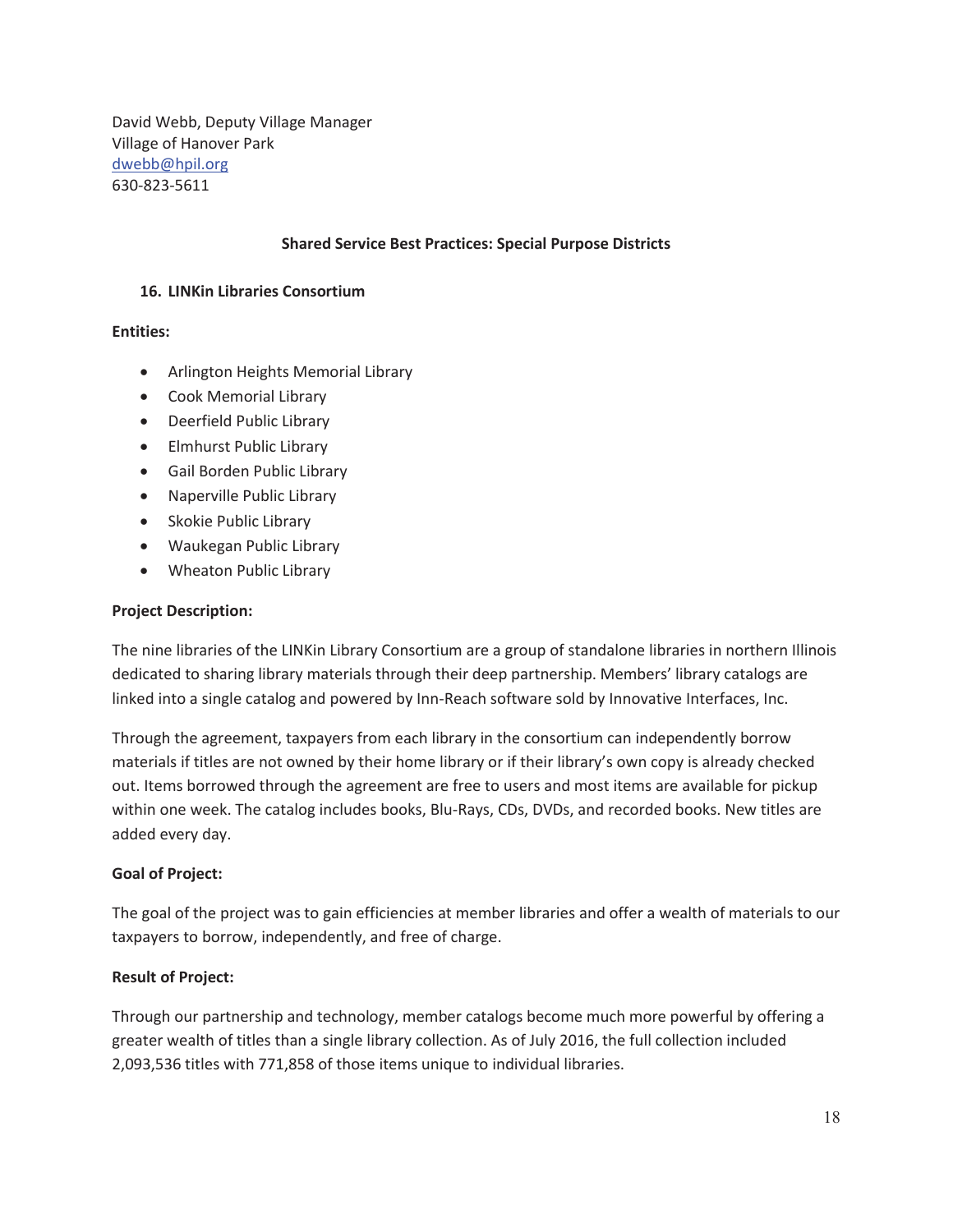David Webb, Deputy Village Manager
Village of Hanover Park
dwebb@hpil.org
630-823-5611

## Shared Service Best Practices: Special Purpose Districts

### 16. LINKin Libraries Consortium

**Entities:**

- Arlington Heights Memorial Library
- Cook Memorial Library
- Deerfield Public Library
- Elmhurst Public Library
- Gail Borden Public Library
- Naperville Public Library
- Skokie Public Library
- Waukegan Public Library
- Wheaton Public Library

**Project Description:**

The nine libraries of the LINKin Library Consortium are a group of standalone libraries in northern Illinois dedicated to sharing library materials through their deep partnership. Members' library catalogs are linked into a single catalog and powered by Inn-Reach software sold by Innovative Interfaces, Inc.

Through the agreement, taxpayers from each library in the consortium can independently borrow materials if titles are not owned by their home library or if their library's own copy is already checked out. Items borrowed through the agreement are free to users and most items are available for pickup within one week. The catalog includes books, Blu-Rays, CDs, DVDs, and recorded books. New titles are added every day.

**Goal of Project:**

The goal of the project was to gain efficiencies at member libraries and offer a wealth of materials to our taxpayers to borrow, independently, and free of charge.

**Result of Project:**

Through our partnership and technology, member catalogs become much more powerful by offering a greater wealth of titles than a single library collection. As of July 2016, the full collection included 2,093,536 titles with 771,858 of those items unique to individual libraries.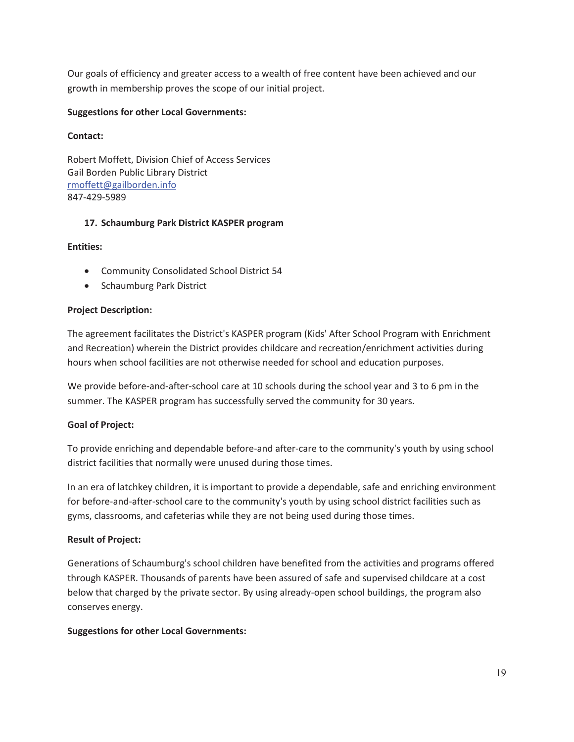Our goals of efficiency and greater access to a wealth of free content have been achieved and our growth in membership proves the scope of our initial project.

**Suggestions for other Local Governments:**

**Contact:**

Robert Moffett, Division Chief of Access Services
Gail Borden Public Library District
rmoffett@gailborden.info
847-429-5989

### 17. Schaumburg Park District KASPER program

**Entities:**

- Community Consolidated School District 54
- Schaumburg Park District

**Project Description:**

The agreement facilitates the District's KASPER program (Kids' After School Program with Enrichment and Recreation) wherein the District provides childcare and recreation/enrichment activities during hours when school facilities are not otherwise needed for school and education purposes.

We provide before-and-after-school care at 10 schools during the school year and 3 to 6 pm in the summer. The KASPER program has successfully served the community for 30 years.

**Goal of Project:**

To provide enriching and dependable before-and after-care to the community's youth by using school district facilities that normally were unused during those times.

In an era of latchkey children, it is important to provide a dependable, safe and enriching environment for before-and-after-school care to the community's youth by using school district facilities such as gyms, classrooms, and cafeterias while they are not being used during those times.

**Result of Project:**

Generations of Schaumburg's school children have benefited from the activities and programs offered through KASPER. Thousands of parents have been assured of safe and supervised childcare at a cost below that charged by the private sector. By using already-open school buildings, the program also conserves energy.

**Suggestions for other Local Governments:**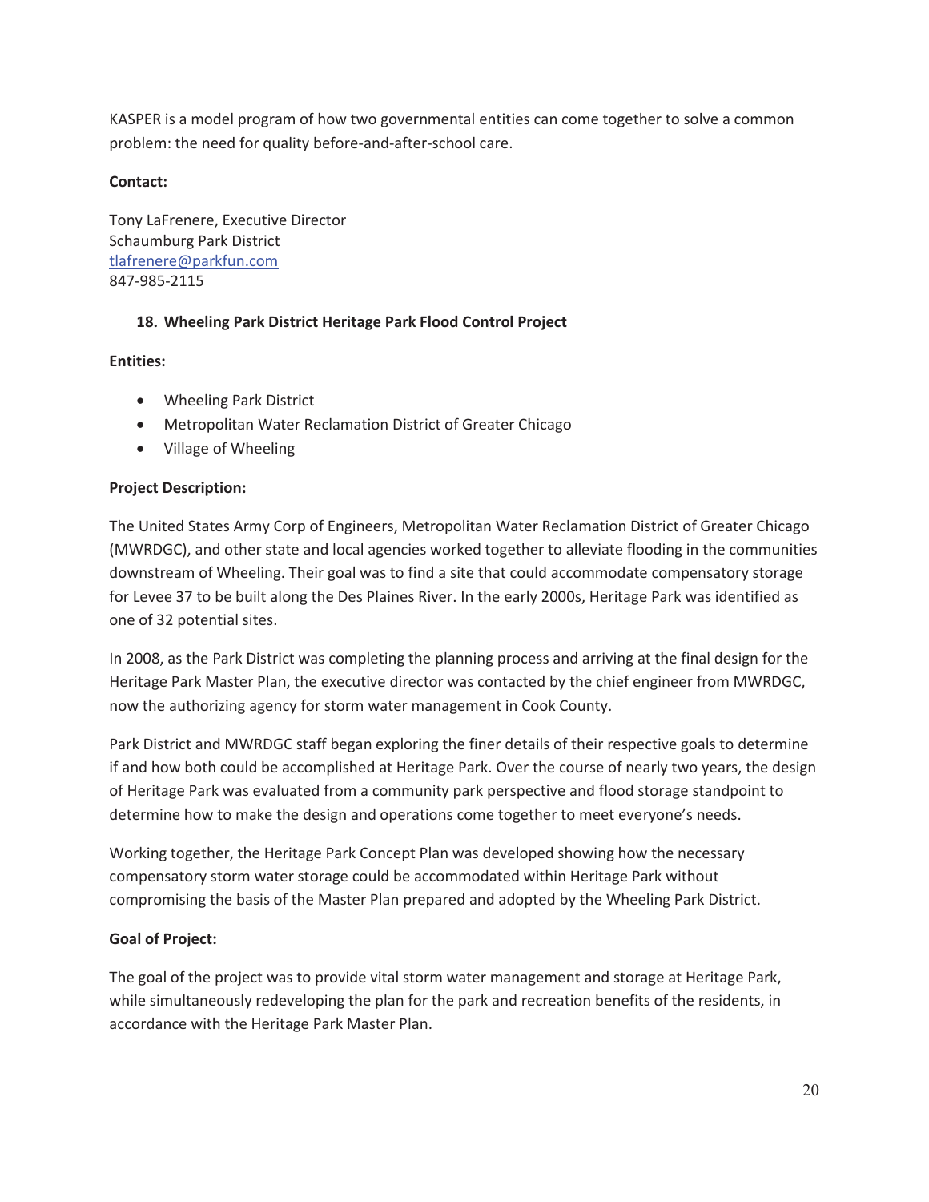KASPER is a model program of how two governmental entities can come together to solve a common problem: the need for quality before-and-after-school care.

**Contact:**

Tony LaFrenere, Executive Director
Schaumburg Park District
tlafrenere@parkfun.com
847-985-2115

### 18. Wheeling Park District Heritage Park Flood Control Project

**Entities:**

- Wheeling Park District
- Metropolitan Water Reclamation District of Greater Chicago
- Village of Wheeling

**Project Description:**

The United States Army Corp of Engineers, Metropolitan Water Reclamation District of Greater Chicago (MWRDGC), and other state and local agencies worked together to alleviate flooding in the communities downstream of Wheeling. Their goal was to find a site that could accommodate compensatory storage for Levee 37 to be built along the Des Plaines River. In the early 2000s, Heritage Park was identified as one of 32 potential sites.

In 2008, as the Park District was completing the planning process and arriving at the final design for the Heritage Park Master Plan, the executive director was contacted by the chief engineer from MWRDGC, now the authorizing agency for storm water management in Cook County.

Park District and MWRDGC staff began exploring the finer details of their respective goals to determine if and how both could be accomplished at Heritage Park. Over the course of nearly two years, the design of Heritage Park was evaluated from a community park perspective and flood storage standpoint to determine how to make the design and operations come together to meet everyone's needs.

Working together, the Heritage Park Concept Plan was developed showing how the necessary compensatory storm water storage could be accommodated within Heritage Park without compromising the basis of the Master Plan prepared and adopted by the Wheeling Park District.

**Goal of Project:**

The goal of the project was to provide vital storm water management and storage at Heritage Park, while simultaneously redeveloping the plan for the park and recreation benefits of the residents, in accordance with the Heritage Park Master Plan.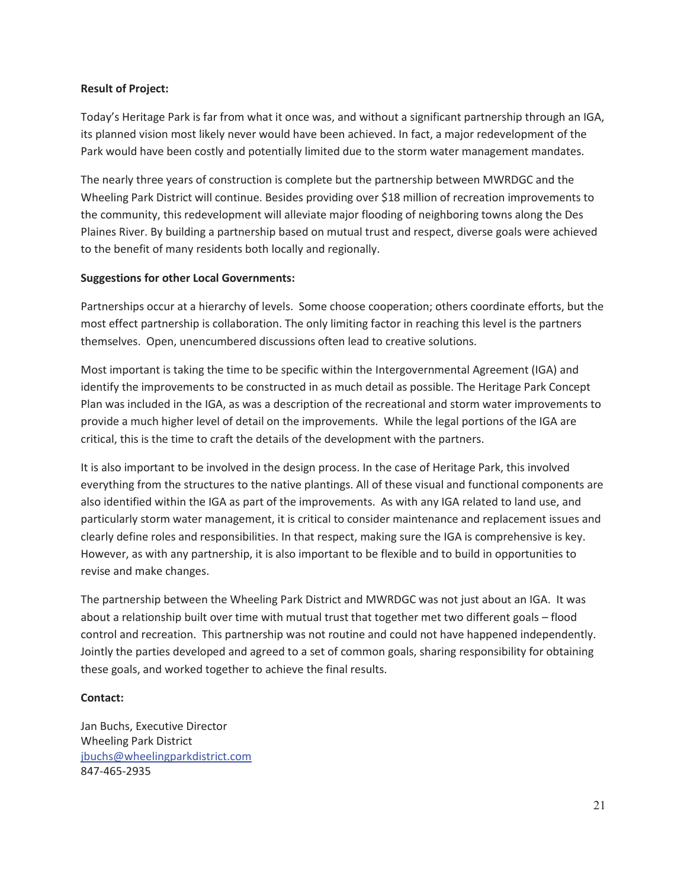**Result of Project:**

Today's Heritage Park is far from what it once was, and without a significant partnership through an IGA, its planned vision most likely never would have been achieved. In fact, a major redevelopment of the Park would have been costly and potentially limited due to the storm water management mandates.

The nearly three years of construction is complete but the partnership between MWRDGC and the Wheeling Park District will continue. Besides providing over $18 million of recreation improvements to the community, this redevelopment will alleviate major flooding of neighboring towns along the Des Plaines River. By building a partnership based on mutual trust and respect, diverse goals were achieved to the benefit of many residents both locally and regionally.

**Suggestions for other Local Governments:**

Partnerships occur at a hierarchy of levels. Some choose cooperation; others coordinate efforts, but the most effect partnership is collaboration. The only limiting factor in reaching this level is the partners themselves. Open, unencumbered discussions often lead to creative solutions.

Most important is taking the time to be specific within the Intergovernmental Agreement (IGA) and identify the improvements to be constructed in as much detail as possible. The Heritage Park Concept Plan was included in the IGA, as was a description of the recreational and storm water improvements to provide a much higher level of detail on the improvements. While the legal portions of the IGA are critical, this is the time to craft the details of the development with the partners.

It is also important to be involved in the design process. In the case of Heritage Park, this involved everything from the structures to the native plantings. All of these visual and functional components are also identified within the IGA as part of the improvements. As with any IGA related to land use, and particularly storm water management, it is critical to consider maintenance and replacement issues and clearly define roles and responsibilities. In that respect, making sure the IGA is comprehensive is key. However, as with any partnership, it is also important to be flexible and to build in opportunities to revise and make changes.

The partnership between the Wheeling Park District and MWRDGC was not just about an IGA. It was about a relationship built over time with mutual trust that together met two different goals – flood control and recreation. This partnership was not routine and could not have happened independently. Jointly the parties developed and agreed to a set of common goals, sharing responsibility for obtaining these goals, and worked together to achieve the final results.

**Contact:**

Jan Buchs, Executive Director
Wheeling Park District
jbuchs@wheelingparkdistrict.com
847-465-2935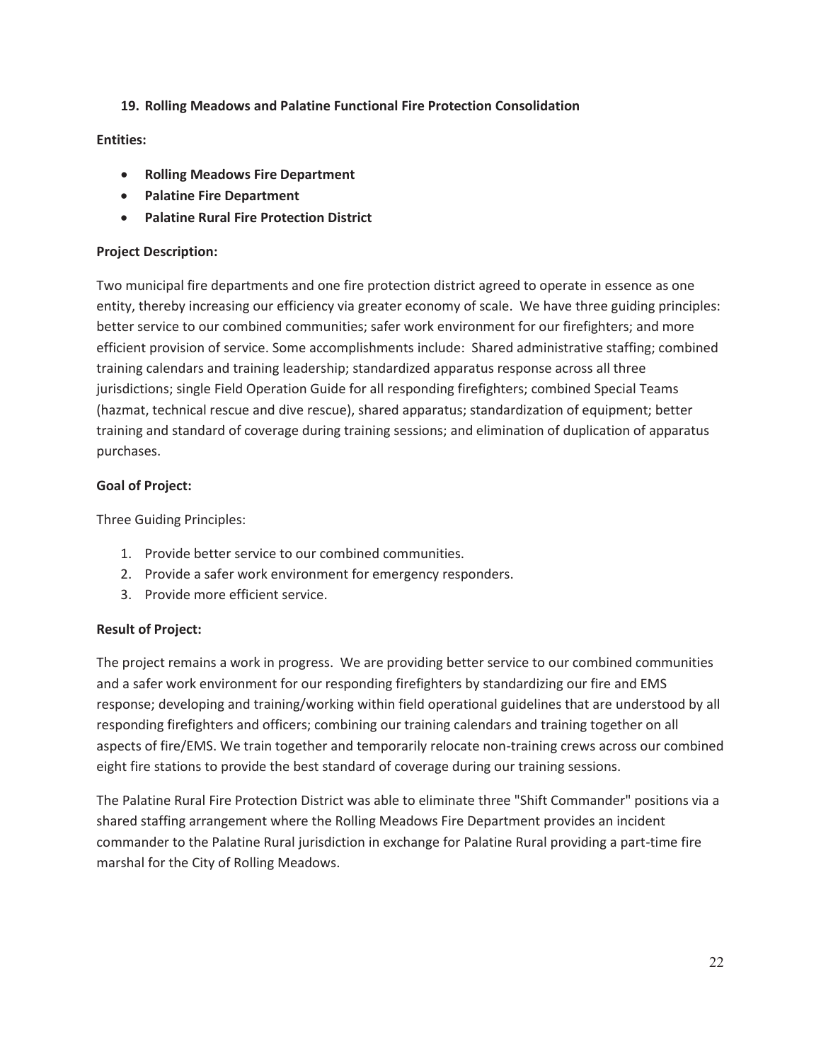### 19. Rolling Meadows and Palatine Functional Fire Protection Consolidation

**Entities:**

- **Rolling Meadows Fire Department**
- **Palatine Fire Department**
- **Palatine Rural Fire Protection District**

**Project Description:**

Two municipal fire departments and one fire protection district agreed to operate in essence as one entity, thereby increasing our efficiency via greater economy of scale. We have three guiding principles: better service to our combined communities; safer work environment for our firefighters; and more efficient provision of service. Some accomplishments include: Shared administrative staffing; combined training calendars and training leadership; standardized apparatus response across all three jurisdictions; single Field Operation Guide for all responding firefighters; combined Special Teams (hazmat, technical rescue and dive rescue), shared apparatus; standardization of equipment; better training and standard of coverage during training sessions; and elimination of duplication of apparatus purchases.

**Goal of Project:**

Three Guiding Principles:

1. Provide better service to our combined communities.
2. Provide a safer work environment for emergency responders.
3. Provide more efficient service.

**Result of Project:**

The project remains a work in progress. We are providing better service to our combined communities and a safer work environment for our responding firefighters by standardizing our fire and EMS response; developing and training/working within field operational guidelines that are understood by all responding firefighters and officers; combining our training calendars and training together on all aspects of fire/EMS. We train together and temporarily relocate non-training crews across our combined eight fire stations to provide the best standard of coverage during our training sessions.

The Palatine Rural Fire Protection District was able to eliminate three "Shift Commander" positions via a shared staffing arrangement where the Rolling Meadows Fire Department provides an incident commander to the Palatine Rural jurisdiction in exchange for Palatine Rural providing a part-time fire marshal for the City of Rolling Meadows.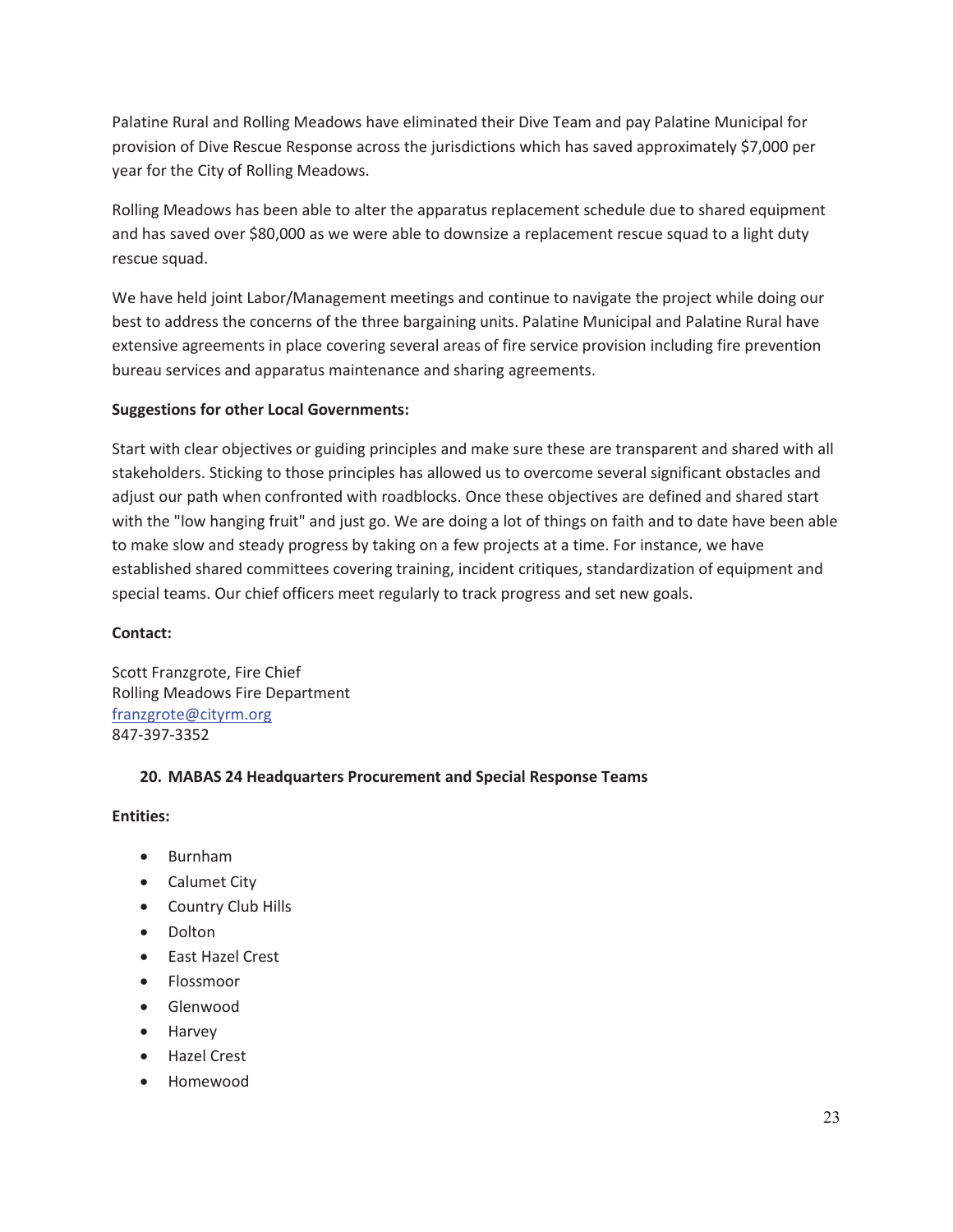Palatine Rural and Rolling Meadows have eliminated their Dive Team and pay Palatine Municipal for provision of Dive Rescue Response across the jurisdictions which has saved approximately $7,000 per year for the City of Rolling Meadows.

Rolling Meadows has been able to alter the apparatus replacement schedule due to shared equipment and has saved over $80,000 as we were able to downsize a replacement rescue squad to a light duty rescue squad.

We have held joint Labor/Management meetings and continue to navigate the project while doing our best to address the concerns of the three bargaining units. Palatine Municipal and Palatine Rural have extensive agreements in place covering several areas of fire service provision including fire prevention bureau services and apparatus maintenance and sharing agreements.

**Suggestions for other Local Governments:**

Start with clear objectives or guiding principles and make sure these are transparent and shared with all stakeholders. Sticking to those principles has allowed us to overcome several significant obstacles and adjust our path when confronted with roadblocks. Once these objectives are defined and shared start with the "low hanging fruit" and just go. We are doing a lot of things on faith and to date have been able to make slow and steady progress by taking on a few projects at a time. For instance, we have established shared committees covering training, incident critiques, standardization of equipment and special teams. Our chief officers meet regularly to track progress and set new goals.

**Contact:**

Scott Franzgrote, Fire Chief
Rolling Meadows Fire Department
franzgrote@cityrm.org
847-397-3352

### 20. MABAS 24 Headquarters Procurement and Special Response Teams

**Entities:**

- Burnham
- Calumet City
- Country Club Hills
- Dolton
- East Hazel Crest
- Flossmoor
- Glenwood
- Harvey
- Hazel Crest
- Homewood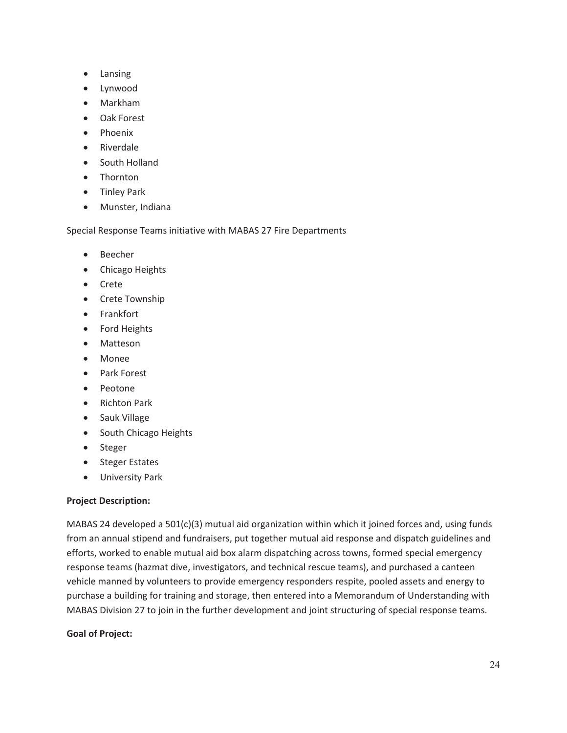- Lansing
- Lynwood
- Markham
- Oak Forest
- Phoenix
- Riverdale
- South Holland
- Thornton
- Tinley Park
- Munster, Indiana

Special Response Teams initiative with MABAS 27 Fire Departments

- Beecher
- Chicago Heights
- Crete
- Crete Township
- Frankfort
- Ford Heights
- Matteson
- Monee
- Park Forest
- Peotone
- Richton Park
- Sauk Village
- South Chicago Heights
- Steger
- Steger Estates
- University Park

**Project Description:**

MABAS 24 developed a 501(c)(3) mutual aid organization within which it joined forces and, using funds from an annual stipend and fundraisers, put together mutual aid response and dispatch guidelines and efforts, worked to enable mutual aid box alarm dispatching across towns, formed special emergency response teams (hazmat dive, investigators, and technical rescue teams), and purchased a canteen vehicle manned by volunteers to provide emergency responders respite, pooled assets and energy to purchase a building for training and storage, then entered into a Memorandum of Understanding with MABAS Division 27 to join in the further development and joint structuring of special response teams.

**Goal of Project:**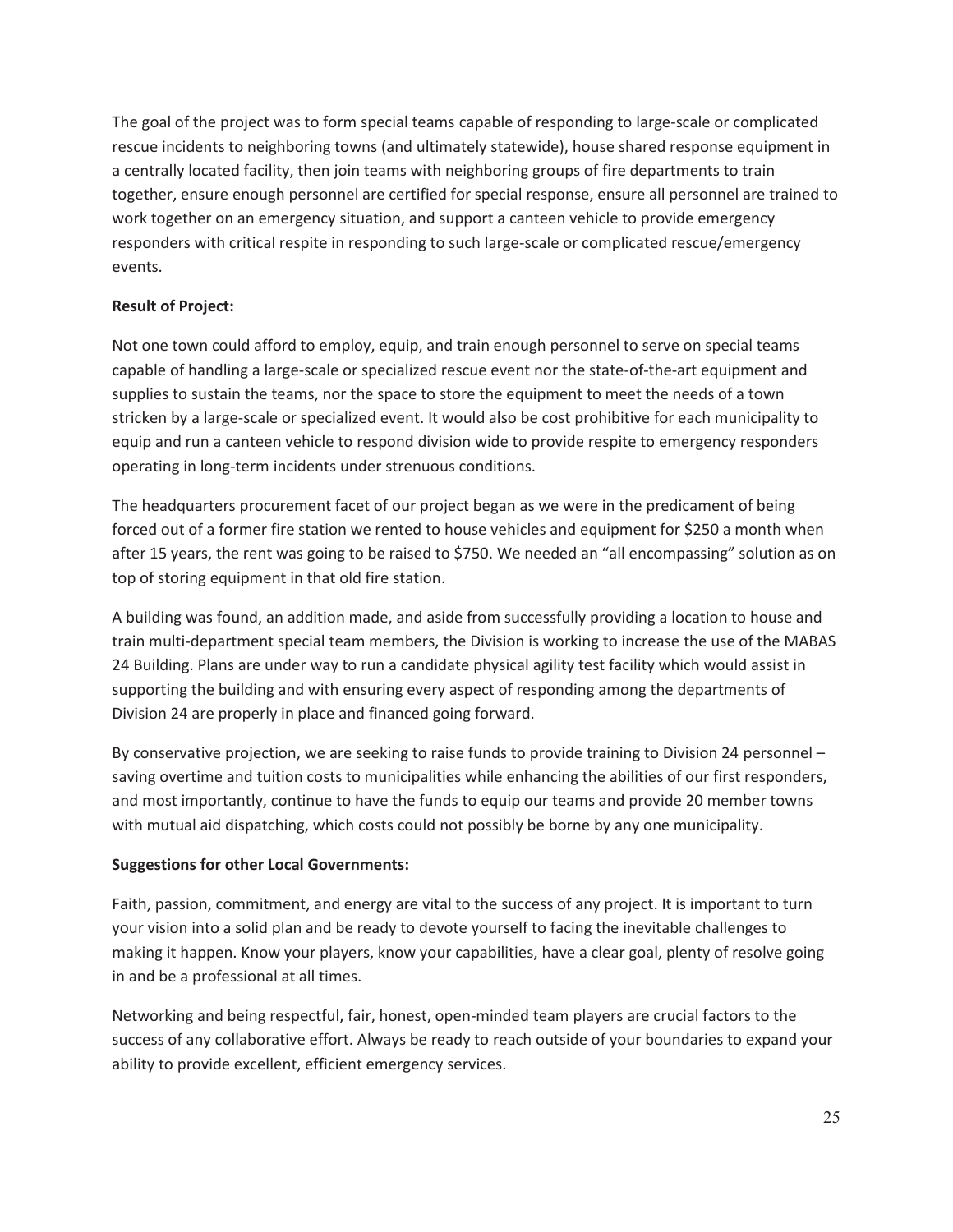The goal of the project was to form special teams capable of responding to large-scale or complicated rescue incidents to neighboring towns (and ultimately statewide), house shared response equipment in a centrally located facility, then join teams with neighboring groups of fire departments to train together, ensure enough personnel are certified for special response, ensure all personnel are trained to work together on an emergency situation, and support a canteen vehicle to provide emergency responders with critical respite in responding to such large-scale or complicated rescue/emergency events.

**Result of Project:**

Not one town could afford to employ, equip, and train enough personnel to serve on special teams capable of handling a large-scale or specialized rescue event nor the state-of-the-art equipment and supplies to sustain the teams, nor the space to store the equipment to meet the needs of a town stricken by a large-scale or specialized event. It would also be cost prohibitive for each municipality to equip and run a canteen vehicle to respond division wide to provide respite to emergency responders operating in long-term incidents under strenuous conditions.

The headquarters procurement facet of our project began as we were in the predicament of being forced out of a former fire station we rented to house vehicles and equipment for $250 a month when after 15 years, the rent was going to be raised to $750. We needed an "all encompassing" solution as on top of storing equipment in that old fire station.

A building was found, an addition made, and aside from successfully providing a location to house and train multi-department special team members, the Division is working to increase the use of the MABAS 24 Building. Plans are under way to run a candidate physical agility test facility which would assist in supporting the building and with ensuring every aspect of responding among the departments of Division 24 are properly in place and financed going forward.

By conservative projection, we are seeking to raise funds to provide training to Division 24 personnel – saving overtime and tuition costs to municipalities while enhancing the abilities of our first responders, and most importantly, continue to have the funds to equip our teams and provide 20 member towns with mutual aid dispatching, which costs could not possibly be borne by any one municipality.

**Suggestions for other Local Governments:**

Faith, passion, commitment, and energy are vital to the success of any project. It is important to turn your vision into a solid plan and be ready to devote yourself to facing the inevitable challenges to making it happen. Know your players, know your capabilities, have a clear goal, plenty of resolve going in and be a professional at all times.

Networking and being respectful, fair, honest, open-minded team players are crucial factors to the success of any collaborative effort. Always be ready to reach outside of your boundaries to expand your ability to provide excellent, efficient emergency services.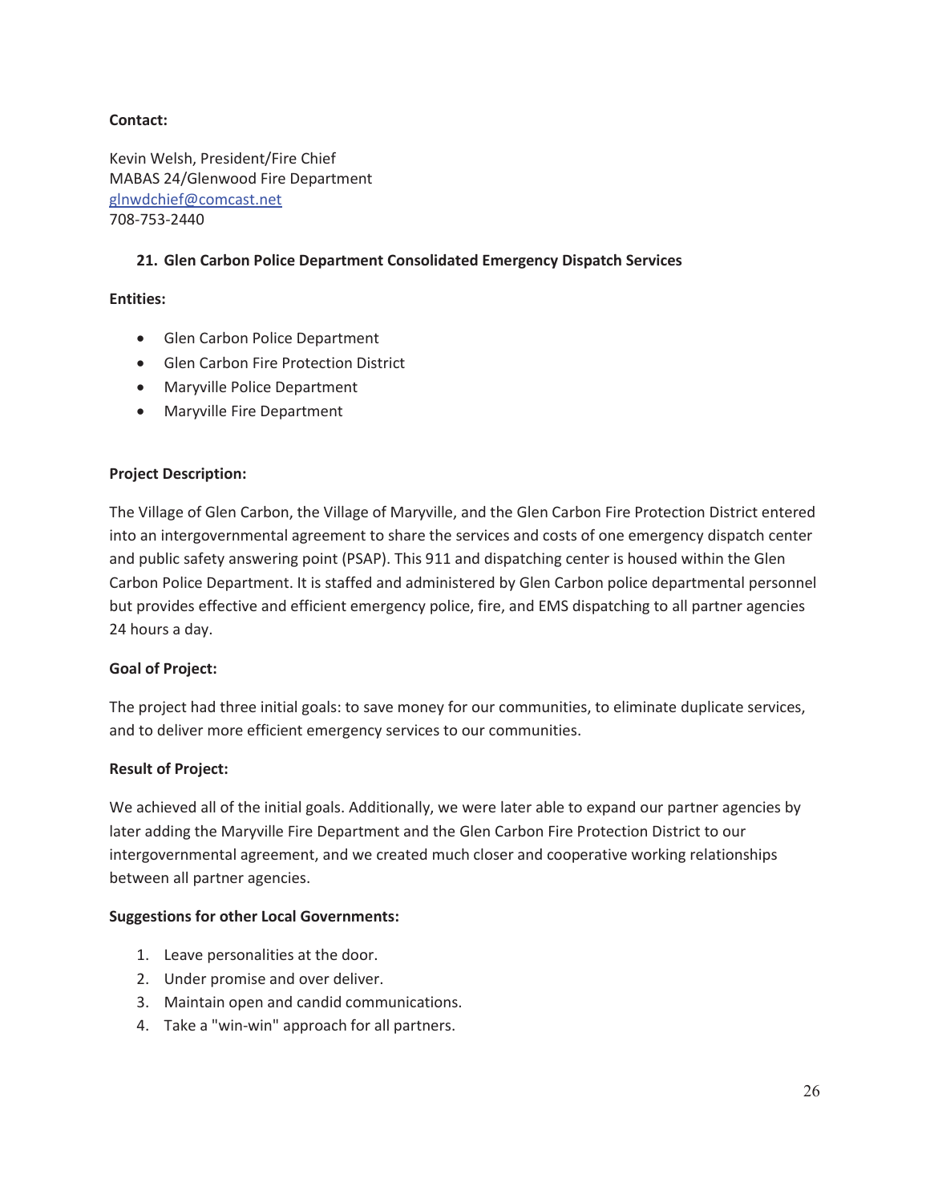**Contact:**

Kevin Welsh, President/Fire Chief
MABAS 24/Glenwood Fire Department
glnwdchief@comcast.net
708-753-2440

### 21. Glen Carbon Police Department Consolidated Emergency Dispatch Services

**Entities:**

- Glen Carbon Police Department
- Glen Carbon Fire Protection District
- Maryville Police Department
- Maryville Fire Department

**Project Description:**

The Village of Glen Carbon, the Village of Maryville, and the Glen Carbon Fire Protection District entered into an intergovernmental agreement to share the services and costs of one emergency dispatch center and public safety answering point (PSAP). This 911 and dispatching center is housed within the Glen Carbon Police Department. It is staffed and administered by Glen Carbon police departmental personnel but provides effective and efficient emergency police, fire, and EMS dispatching to all partner agencies 24 hours a day.

**Goal of Project:**

The project had three initial goals: to save money for our communities, to eliminate duplicate services, and to deliver more efficient emergency services to our communities.

**Result of Project:**

We achieved all of the initial goals. Additionally, we were later able to expand our partner agencies by later adding the Maryville Fire Department and the Glen Carbon Fire Protection District to our intergovernmental agreement, and we created much closer and cooperative working relationships between all partner agencies.

**Suggestions for other Local Governments:**

1. Leave personalities at the door.
2. Under promise and over deliver.
3. Maintain open and candid communications.
4. Take a "win-win" approach for all partners.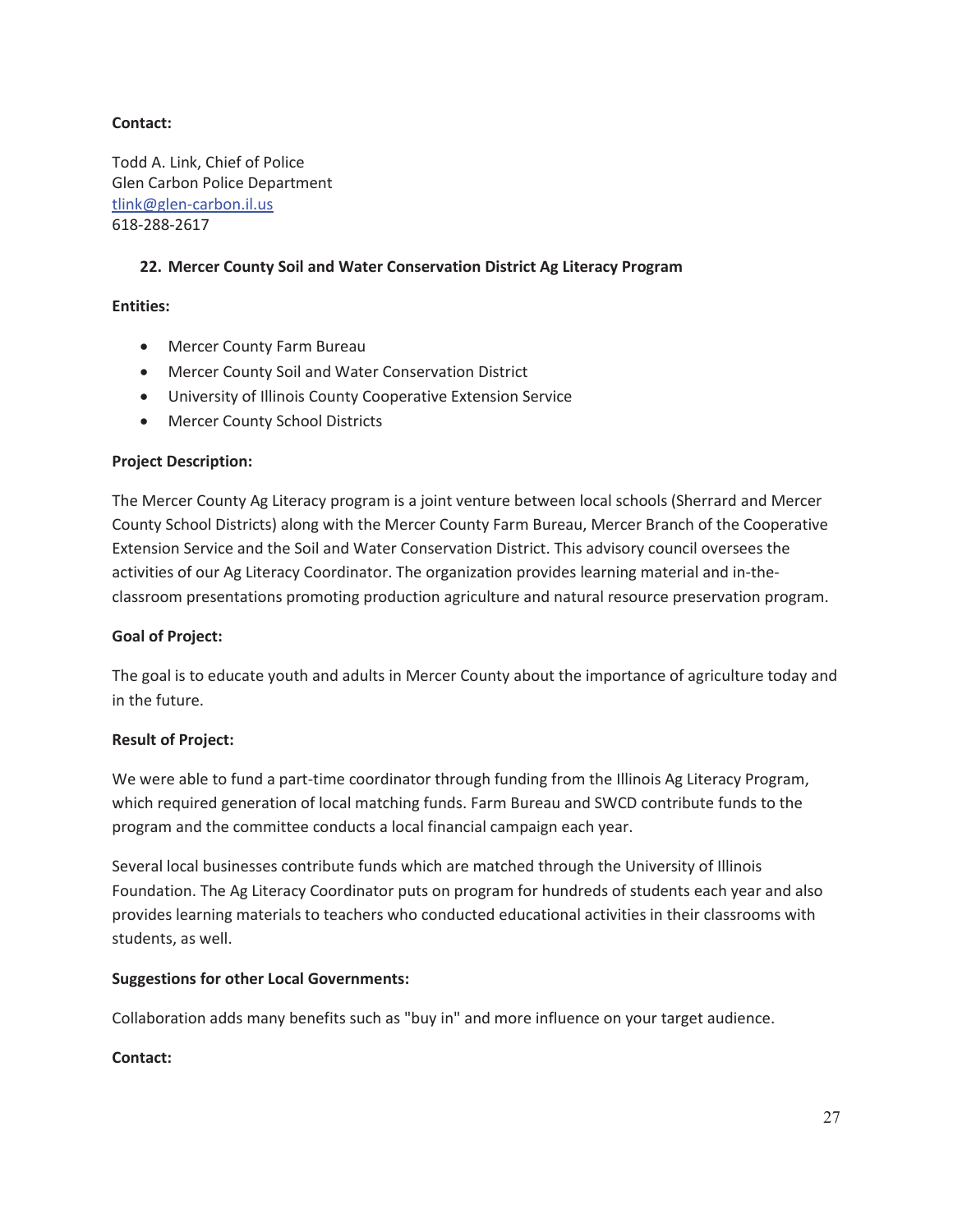**Contact:**

Todd A. Link, Chief of Police
Glen Carbon Police Department
tlink@glen-carbon.il.us
618-288-2617

### 22. Mercer County Soil and Water Conservation District Ag Literacy Program

**Entities:**

- Mercer County Farm Bureau
- Mercer County Soil and Water Conservation District
- University of Illinois County Cooperative Extension Service
- Mercer County School Districts

**Project Description:**

The Mercer County Ag Literacy program is a joint venture between local schools (Sherrard and Mercer County School Districts) along with the Mercer County Farm Bureau, Mercer Branch of the Cooperative Extension Service and the Soil and Water Conservation District. This advisory council oversees the activities of our Ag Literacy Coordinator. The organization provides learning material and in-the-classroom presentations promoting production agriculture and natural resource preservation program.

**Goal of Project:**

The goal is to educate youth and adults in Mercer County about the importance of agriculture today and in the future.

**Result of Project:**

We were able to fund a part-time coordinator through funding from the Illinois Ag Literacy Program, which required generation of local matching funds. Farm Bureau and SWCD contribute funds to the program and the committee conducts a local financial campaign each year.

Several local businesses contribute funds which are matched through the University of Illinois Foundation. The Ag Literacy Coordinator puts on program for hundreds of students each year and also provides learning materials to teachers who conducted educational activities in their classrooms with students, as well.

**Suggestions for other Local Governments:**

Collaboration adds many benefits such as "buy in" and more influence on your target audience.

**Contact:**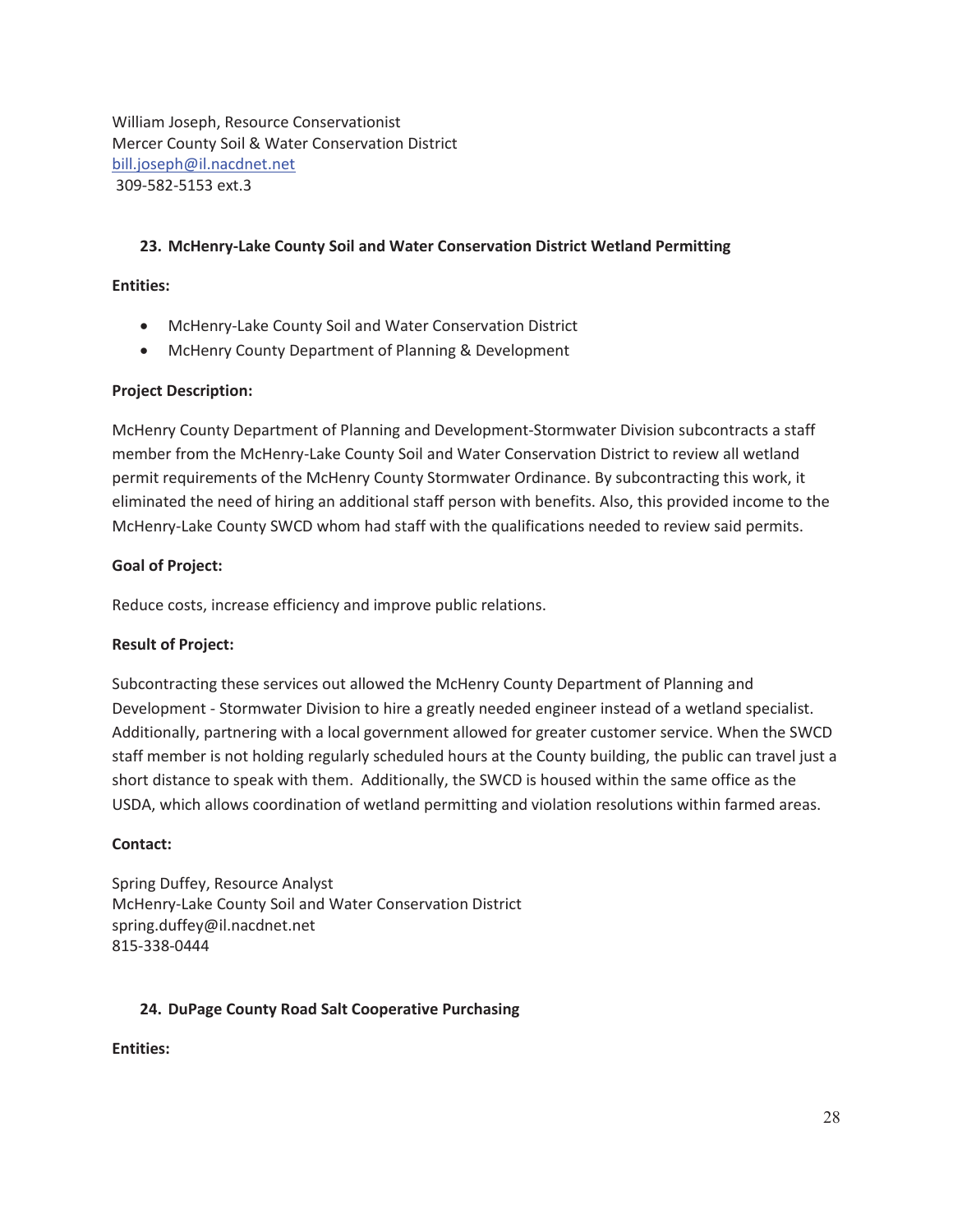William Joseph, Resource Conservationist
Mercer County Soil & Water Conservation District
bill.joseph@il.nacdnet.net
309-582-5153 ext.3

### 23. McHenry-Lake County Soil and Water Conservation District Wetland Permitting

**Entities:**

- McHenry-Lake County Soil and Water Conservation District
- McHenry County Department of Planning & Development

**Project Description:**

McHenry County Department of Planning and Development-Stormwater Division subcontracts a staff member from the McHenry-Lake County Soil and Water Conservation District to review all wetland permit requirements of the McHenry County Stormwater Ordinance. By subcontracting this work, it eliminated the need of hiring an additional staff person with benefits. Also, this provided income to the McHenry-Lake County SWCD whom had staff with the qualifications needed to review said permits.

**Goal of Project:**

Reduce costs, increase efficiency and improve public relations.

**Result of Project:**

Subcontracting these services out allowed the McHenry County Department of Planning and Development - Stormwater Division to hire a greatly needed engineer instead of a wetland specialist. Additionally, partnering with a local government allowed for greater customer service. When the SWCD staff member is not holding regularly scheduled hours at the County building, the public can travel just a short distance to speak with them. Additionally, the SWCD is housed within the same office as the USDA, which allows coordination of wetland permitting and violation resolutions within farmed areas.

**Contact:**

Spring Duffey, Resource Analyst
McHenry-Lake County Soil and Water Conservation District
spring.duffey@il.nacdnet.net
815-338-0444

### 24. DuPage County Road Salt Cooperative Purchasing

**Entities:**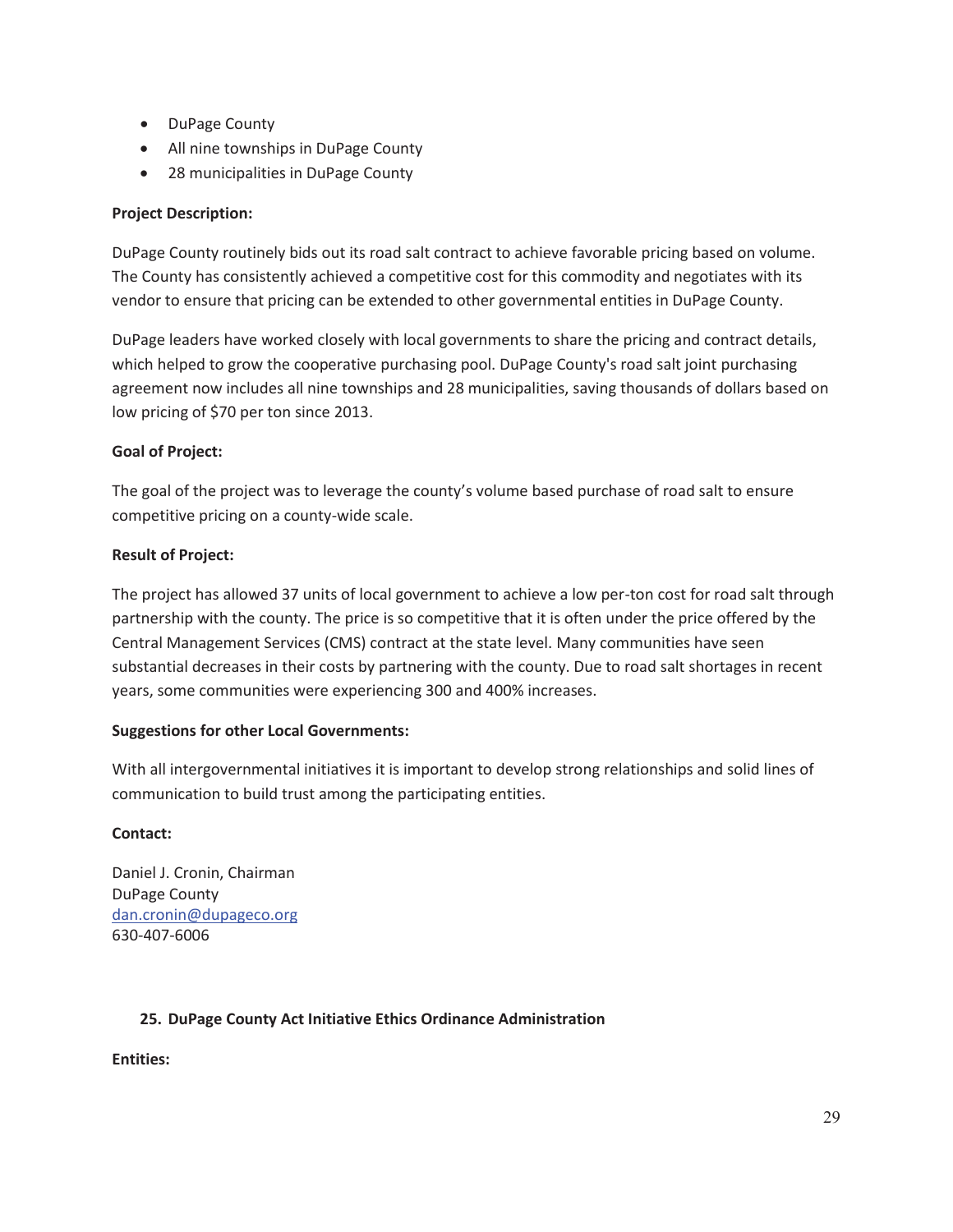- DuPage County
- All nine townships in DuPage County
- 28 municipalities in DuPage County

**Project Description:**

DuPage County routinely bids out its road salt contract to achieve favorable pricing based on volume. The County has consistently achieved a competitive cost for this commodity and negotiates with its vendor to ensure that pricing can be extended to other governmental entities in DuPage County.

DuPage leaders have worked closely with local governments to share the pricing and contract details, which helped to grow the cooperative purchasing pool. DuPage County's road salt joint purchasing agreement now includes all nine townships and 28 municipalities, saving thousands of dollars based on low pricing of $70 per ton since 2013.

**Goal of Project:**

The goal of the project was to leverage the county's volume based purchase of road salt to ensure competitive pricing on a county-wide scale.

**Result of Project:**

The project has allowed 37 units of local government to achieve a low per-ton cost for road salt through partnership with the county. The price is so competitive that it is often under the price offered by the Central Management Services (CMS) contract at the state level. Many communities have seen substantial decreases in their costs by partnering with the county. Due to road salt shortages in recent years, some communities were experiencing 300 and 400% increases.

**Suggestions for other Local Governments:**

With all intergovernmental initiatives it is important to develop strong relationships and solid lines of communication to build trust among the participating entities.

**Contact:**

Daniel J. Cronin, Chairman
DuPage County
dan.cronin@dupageco.org
630-407-6006

### 25. DuPage County Act Initiative Ethics Ordinance Administration

**Entities:**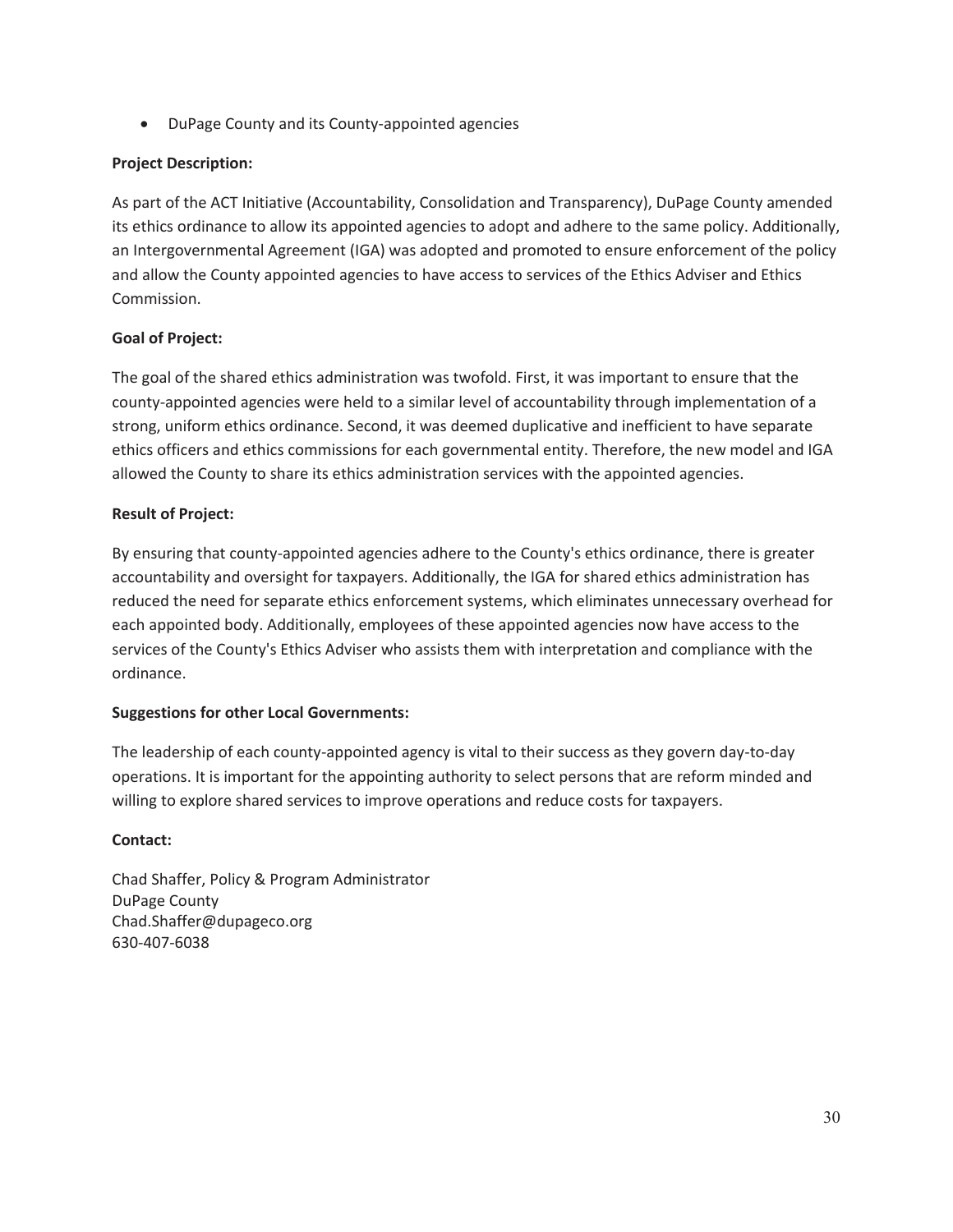- DuPage County and its County-appointed agencies

**Project Description:**

As part of the ACT Initiative (Accountability, Consolidation and Transparency), DuPage County amended its ethics ordinance to allow its appointed agencies to adopt and adhere to the same policy. Additionally, an Intergovernmental Agreement (IGA) was adopted and promoted to ensure enforcement of the policy and allow the County appointed agencies to have access to services of the Ethics Adviser and Ethics Commission.

**Goal of Project:**

The goal of the shared ethics administration was twofold. First, it was important to ensure that the county-appointed agencies were held to a similar level of accountability through implementation of a strong, uniform ethics ordinance. Second, it was deemed duplicative and inefficient to have separate ethics officers and ethics commissions for each governmental entity. Therefore, the new model and IGA allowed the County to share its ethics administration services with the appointed agencies.

**Result of Project:**

By ensuring that county-appointed agencies adhere to the County's ethics ordinance, there is greater accountability and oversight for taxpayers. Additionally, the IGA for shared ethics administration has reduced the need for separate ethics enforcement systems, which eliminates unnecessary overhead for each appointed body. Additionally, employees of these appointed agencies now have access to the services of the County's Ethics Adviser who assists them with interpretation and compliance with the ordinance.

**Suggestions for other Local Governments:**

The leadership of each county-appointed agency is vital to their success as they govern day-to-day operations. It is important for the appointing authority to select persons that are reform minded and willing to explore shared services to improve operations and reduce costs for taxpayers.

**Contact:**

Chad Shaffer, Policy & Program Administrator
DuPage County
Chad.Shaffer@dupageco.org
630-407-6038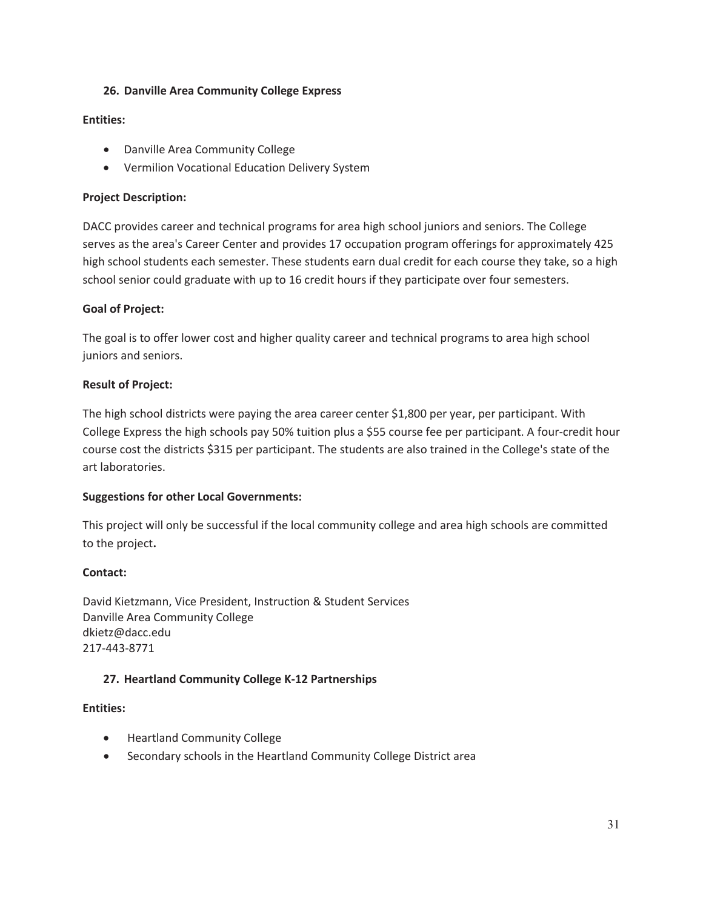### 26. Danville Area Community College Express

**Entities:**

- Danville Area Community College
- Vermilion Vocational Education Delivery System

**Project Description:**

DACC provides career and technical programs for area high school juniors and seniors. The College serves as the area's Career Center and provides 17 occupation program offerings for approximately 425 high school students each semester. These students earn dual credit for each course they take, so a high school senior could graduate with up to 16 credit hours if they participate over four semesters.

**Goal of Project:**

The goal is to offer lower cost and higher quality career and technical programs to area high school juniors and seniors.

**Result of Project:**

The high school districts were paying the area career center $1,800 per year, per participant. With College Express the high schools pay 50% tuition plus a $55 course fee per participant. A four-credit hour course cost the districts $315 per participant. The students are also trained in the College's state of the art laboratories.

**Suggestions for other Local Governments:**

This project will only be successful if the local community college and area high schools are committed to the project**.**

**Contact:**

David Kietzmann, Vice President, Instruction & Student Services
Danville Area Community College
dkietz@dacc.edu
217-443-8771

### 27. Heartland Community College K-12 Partnerships

**Entities:**

- Heartland Community College
- Secondary schools in the Heartland Community College District area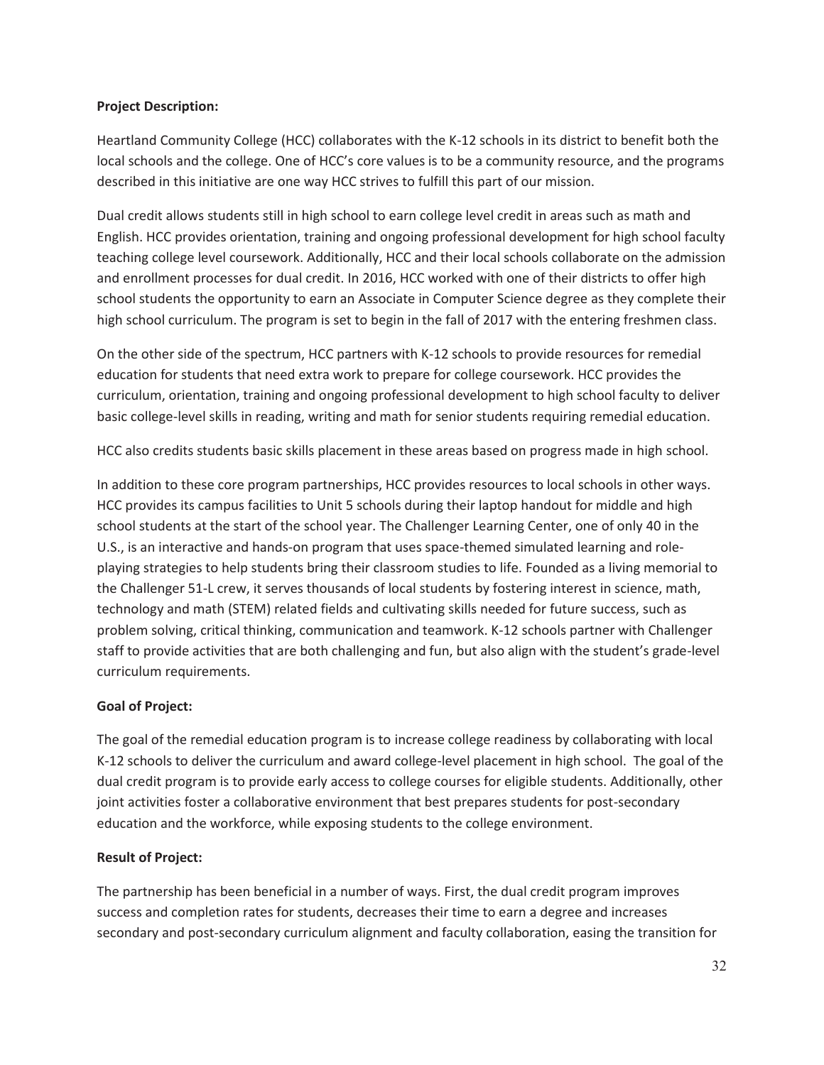**Project Description:**

Heartland Community College (HCC) collaborates with the K-12 schools in its district to benefit both the local schools and the college. One of HCC's core values is to be a community resource, and the programs described in this initiative are one way HCC strives to fulfill this part of our mission.

Dual credit allows students still in high school to earn college level credit in areas such as math and English. HCC provides orientation, training and ongoing professional development for high school faculty teaching college level coursework. Additionally, HCC and their local schools collaborate on the admission and enrollment processes for dual credit. In 2016, HCC worked with one of their districts to offer high school students the opportunity to earn an Associate in Computer Science degree as they complete their high school curriculum. The program is set to begin in the fall of 2017 with the entering freshmen class.

On the other side of the spectrum, HCC partners with K-12 schools to provide resources for remedial education for students that need extra work to prepare for college coursework. HCC provides the curriculum, orientation, training and ongoing professional development to high school faculty to deliver basic college-level skills in reading, writing and math for senior students requiring remedial education.

HCC also credits students basic skills placement in these areas based on progress made in high school.

In addition to these core program partnerships, HCC provides resources to local schools in other ways. HCC provides its campus facilities to Unit 5 schools during their laptop handout for middle and high school students at the start of the school year. The Challenger Learning Center, one of only 40 in the U.S., is an interactive and hands-on program that uses space-themed simulated learning and role-playing strategies to help students bring their classroom studies to life. Founded as a living memorial to the Challenger 51-L crew, it serves thousands of local students by fostering interest in science, math, technology and math (STEM) related fields and cultivating skills needed for future success, such as problem solving, critical thinking, communication and teamwork. K-12 schools partner with Challenger staff to provide activities that are both challenging and fun, but also align with the student's grade-level curriculum requirements.

**Goal of Project:**

The goal of the remedial education program is to increase college readiness by collaborating with local K-12 schools to deliver the curriculum and award college-level placement in high school. The goal of the dual credit program is to provide early access to college courses for eligible students. Additionally, other joint activities foster a collaborative environment that best prepares students for post-secondary education and the workforce, while exposing students to the college environment.

**Result of Project:**

The partnership has been beneficial in a number of ways. First, the dual credit program improves success and completion rates for students, decreases their time to earn a degree and increases secondary and post-secondary curriculum alignment and faculty collaboration, easing the transition for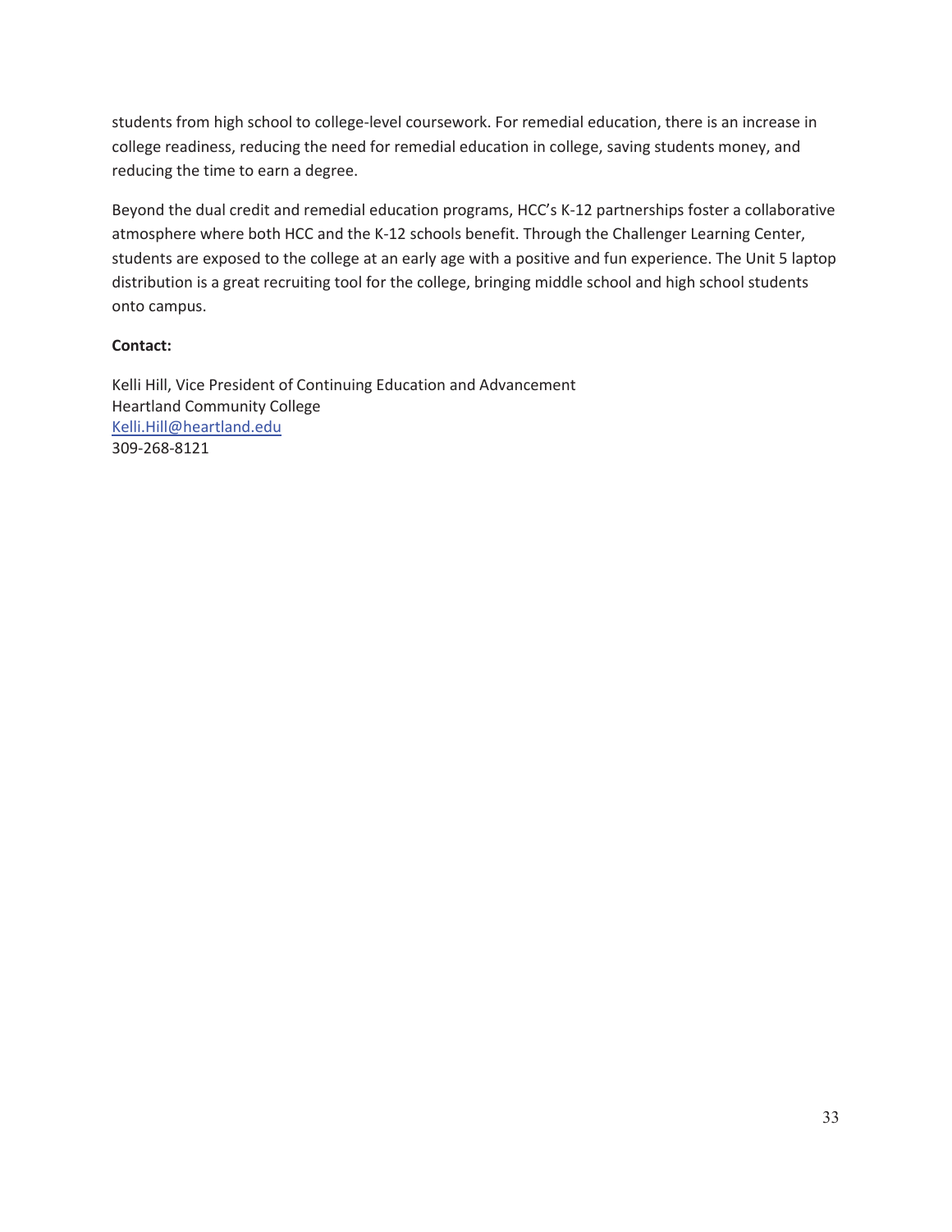students from high school to college-level coursework. For remedial education, there is an increase in college readiness, reducing the need for remedial education in college, saving students money, and reducing the time to earn a degree.

Beyond the dual credit and remedial education programs, HCC's K-12 partnerships foster a collaborative atmosphere where both HCC and the K-12 schools benefit. Through the Challenger Learning Center, students are exposed to the college at an early age with a positive and fun experience. The Unit 5 laptop distribution is a great recruiting tool for the college, bringing middle school and high school students onto campus.

**Contact:**

Kelli Hill, Vice President of Continuing Education and Advancement  
Heartland Community College  
Kelli.Hill@heartland.edu  
309-268-8121